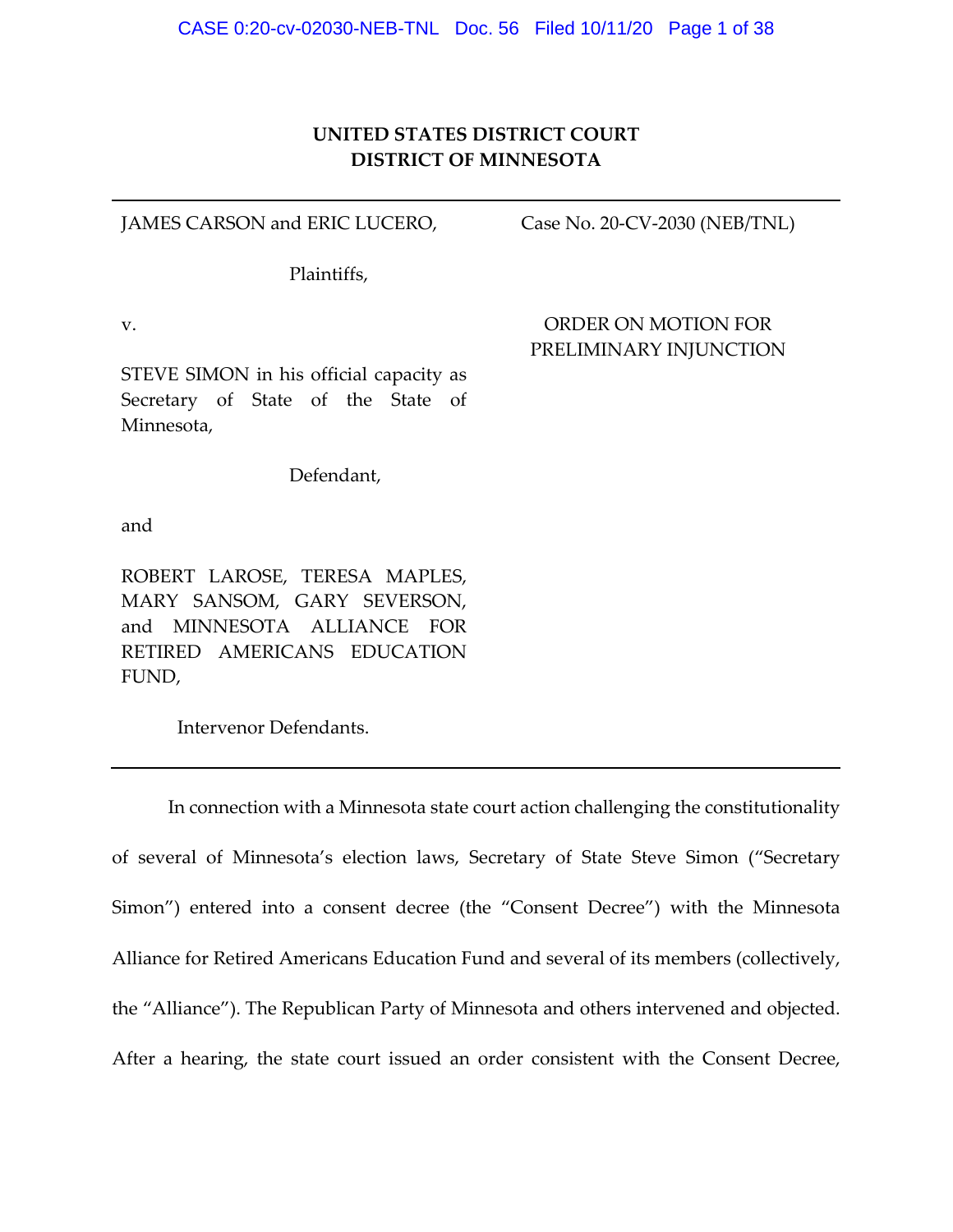**UNITED STATES DISTRICT COURT**
**DISTRICT OF MINNESOTA**

---

JAMES CARSON and ERIC LUCERO,

Plaintiffs,

v.

STEVE SIMON in his official capacity as Secretary of State of the State of Minnesota,

Defendant,

and

ROBERT LAROSE, TERESA MAPLES, MARY SANSOM, GARY SEVERSON, and MINNESOTA ALLIANCE FOR RETIRED AMERICANS EDUCATION FUND,

Intervenor Defendants.

Case No. 20-CV-2030 (NEB/TNL)

ORDER ON MOTION FOR PRELIMINARY INJUNCTION

---

In connection with a Minnesota state court action challenging the constitutionality of several of Minnesota's election laws, Secretary of State Steve Simon ("Secretary Simon") entered into a consent decree (the "Consent Decree") with the Minnesota Alliance for Retired Americans Education Fund and several of its members (collectively, the "Alliance"). The Republican Party of Minnesota and others intervened and objected. After a hearing, the state court issued an order consistent with the Consent Decree,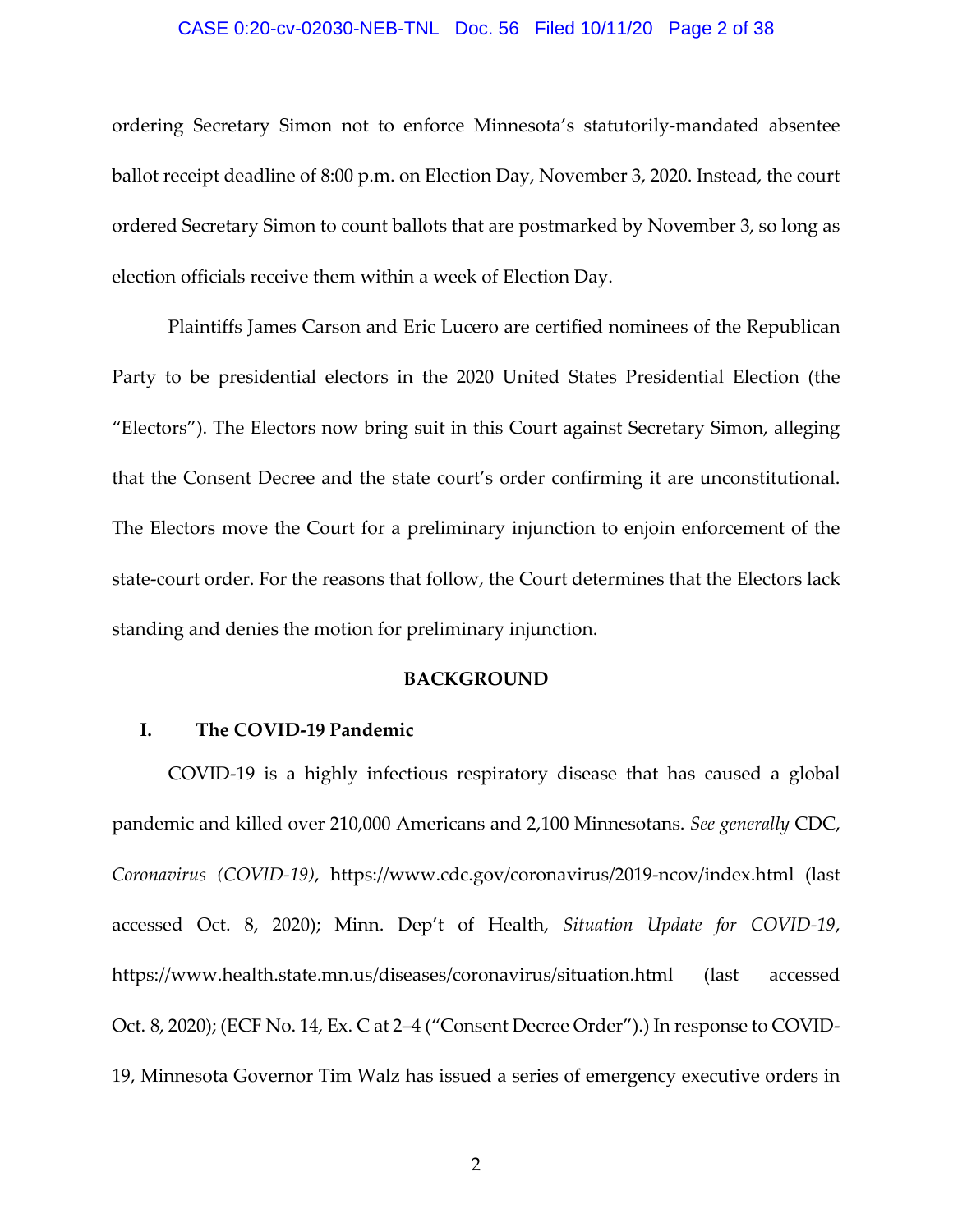ordering Secretary Simon not to enforce Minnesota's statutorily-mandated absentee ballot receipt deadline of 8:00 p.m. on Election Day, November 3, 2020. Instead, the court ordered Secretary Simon to count ballots that are postmarked by November 3, so long as election officials receive them within a week of Election Day.

Plaintiffs James Carson and Eric Lucero are certified nominees of the Republican Party to be presidential electors in the 2020 United States Presidential Election (the "Electors"). The Electors now bring suit in this Court against Secretary Simon, alleging that the Consent Decree and the state court's order confirming it are unconstitutional. The Electors move the Court for a preliminary injunction to enjoin enforcement of the state-court order. For the reasons that follow, the Court determines that the Electors lack standing and denies the motion for preliminary injunction.

## BACKGROUND

### I. The COVID-19 Pandemic

COVID-19 is a highly infectious respiratory disease that has caused a global pandemic and killed over 210,000 Americans and 2,100 Minnesotans. *See generally* CDC, *Coronavirus (COVID-19)*, https://www.cdc.gov/coronavirus/2019-ncov/index.html (last accessed Oct. 8, 2020); Minn. Dep't of Health, *Situation Update for COVID-19*, https://www.health.state.mn.us/diseases/coronavirus/situation.html (last accessed Oct. 8, 2020); (ECF No. 14, Ex. C at 2–4 ("Consent Decree Order").) In response to COVID-19, Minnesota Governor Tim Walz has issued a series of emergency executive orders in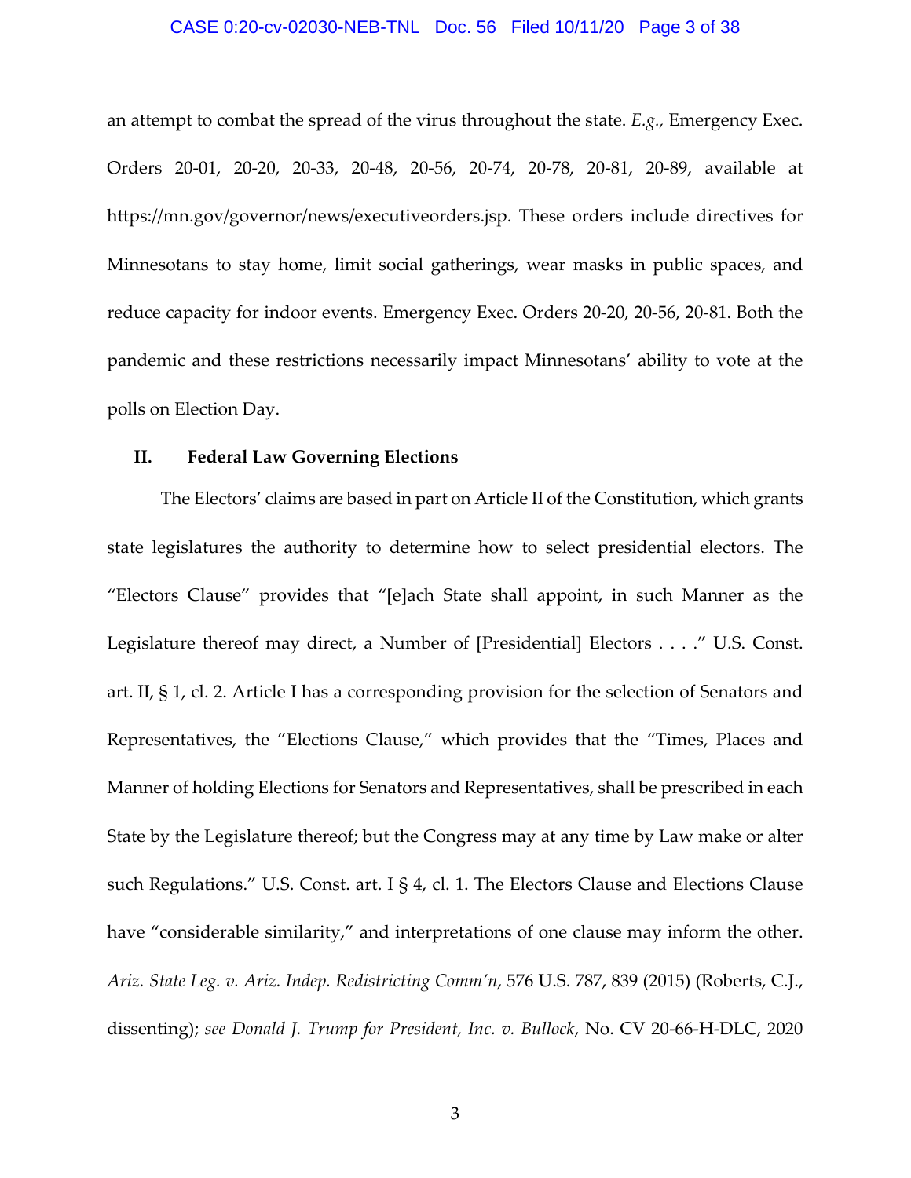an attempt to combat the spread of the virus throughout the state. *E.g.*, Emergency Exec. Orders 20-01, 20-20, 20-33, 20-48, 20-56, 20-74, 20-78, 20-81, 20-89, available at https://mn.gov/governor/news/executiveorders.jsp. These orders include directives for Minnesotans to stay home, limit social gatherings, wear masks in public spaces, and reduce capacity for indoor events. Emergency Exec. Orders 20-20, 20-56, 20-81. Both the pandemic and these restrictions necessarily impact Minnesotans' ability to vote at the polls on Election Day.

## II. Federal Law Governing Elections

The Electors' claims are based in part on Article II of the Constitution, which grants state legislatures the authority to determine how to select presidential electors. The "Electors Clause" provides that "[e]ach State shall appoint, in such Manner as the Legislature thereof may direct, a Number of [Presidential] Electors . . . ." U.S. Const. art. II, § 1, cl. 2. Article I has a corresponding provision for the selection of Senators and Representatives, the "Elections Clause," which provides that the "Times, Places and Manner of holding Elections for Senators and Representatives, shall be prescribed in each State by the Legislature thereof; but the Congress may at any time by Law make or alter such Regulations." U.S. Const. art. I § 4, cl. 1. The Electors Clause and Elections Clause have "considerable similarity," and interpretations of one clause may inform the other. *Ariz. State Leg. v. Ariz. Indep. Redistricting Comm'n*, 576 U.S. 787, 839 (2015) (Roberts, C.J., dissenting); *see Donald J. Trump for President, Inc. v. Bullock*, No. CV 20-66-H-DLC, 2020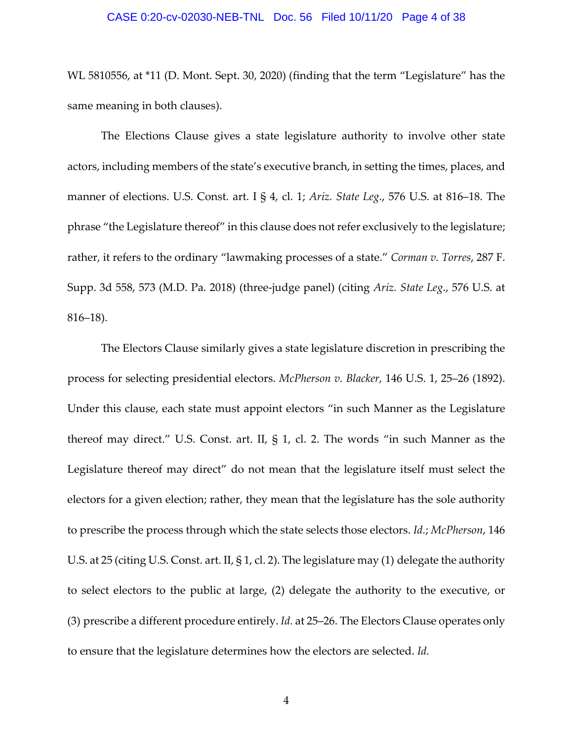WL 5810556, at *11 (D. Mont. Sept. 30, 2020) (finding that the term "Legislature" has the same meaning in both clauses).

The Elections Clause gives a state legislature authority to involve other state actors, including members of the state's executive branch, in setting the times, places, and manner of elections. U.S. Const. art. I § 4, cl. 1; *Ariz. State Leg.*, 576 U.S. at 816–18. The phrase "the Legislature thereof" in this clause does not refer exclusively to the legislature; rather, it refers to the ordinary "lawmaking processes of a state." *Corman v. Torres*, 287 F. Supp. 3d 558, 573 (M.D. Pa. 2018) (three-judge panel) (citing *Ariz. State Leg.*, 576 U.S. at 816–18).

The Electors Clause similarly gives a state legislature discretion in prescribing the process for selecting presidential electors. *McPherson v. Blacker*, 146 U.S. 1, 25–26 (1892). Under this clause, each state must appoint electors "in such Manner as the Legislature thereof may direct." U.S. Const. art. II, § 1, cl. 2. The words "in such Manner as the Legislature thereof may direct" do not mean that the legislature itself must select the electors for a given election; rather, they mean that the legislature has the sole authority to prescribe the process through which the state selects those electors. *Id.*; *McPherson*, 146 U.S. at 25 (citing U.S. Const. art. II, § 1, cl. 2). The legislature may (1) delegate the authority to select electors to the public at large, (2) delegate the authority to the executive, or (3) prescribe a different procedure entirely. *Id.* at 25–26. The Electors Clause operates only to ensure that the legislature determines how the electors are selected. *Id.*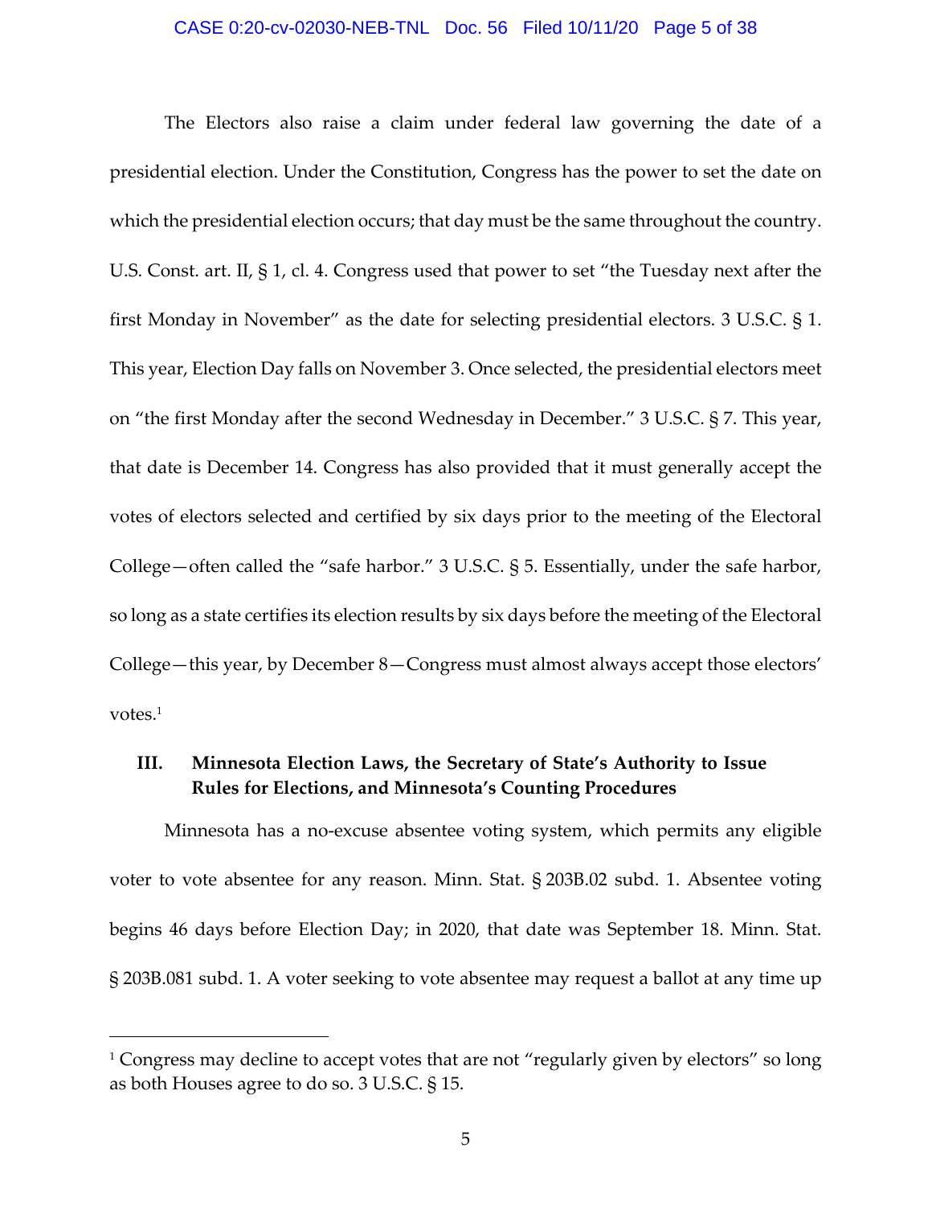The Electors also raise a claim under federal law governing the date of a presidential election. Under the Constitution, Congress has the power to set the date on which the presidential election occurs; that day must be the same throughout the country. U.S. Const. art. II, § 1, cl. 4. Congress used that power to set "the Tuesday next after the first Monday in November" as the date for selecting presidential electors. 3 U.S.C. § 1. This year, Election Day falls on November 3. Once selected, the presidential electors meet on "the first Monday after the second Wednesday in December." 3 U.S.C. § 7. This year, that date is December 14. Congress has also provided that it must generally accept the votes of electors selected and certified by six days prior to the meeting of the Electoral College—often called the "safe harbor." 3 U.S.C. § 5. Essentially, under the safe harbor, so long as a state certifies its election results by six days before the meeting of the Electoral College—this year, by December 8—Congress must almost always accept those electors' votes.[1]

### III. Minnesota Election Laws, the Secretary of State's Authority to Issue Rules for Elections, and Minnesota's Counting Procedures

Minnesota has a no-excuse absentee voting system, which permits any eligible voter to vote absentee for any reason. Minn. Stat. § 203B.02 subd. 1. Absentee voting begins 46 days before Election Day; in 2020, that date was September 18. Minn. Stat. § 203B.081 subd. 1. A voter seeking to vote absentee may request a ballot at any time up

---

[1] Congress may decline to accept votes that are not "regularly given by electors" so long as both Houses agree to do so. 3 U.S.C. § 15.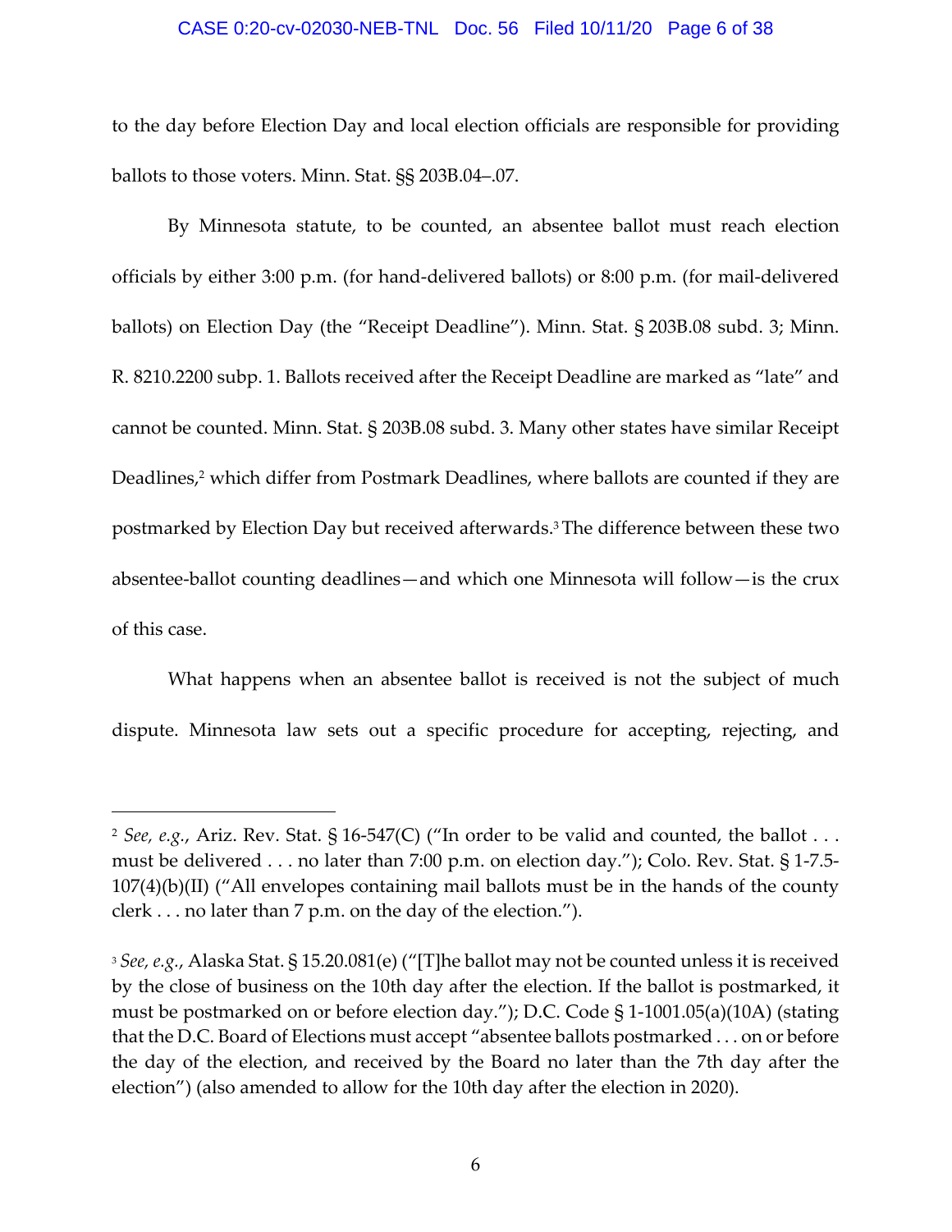to the day before Election Day and local election officials are responsible for providing ballots to those voters. Minn. Stat. §§ 203B.04–.07.

By Minnesota statute, to be counted, an absentee ballot must reach election officials by either 3:00 p.m. (for hand-delivered ballots) or 8:00 p.m. (for mail-delivered ballots) on Election Day (the "Receipt Deadline"). Minn. Stat. § 203B.08 subd. 3; Minn. R. 8210.2200 subp. 1. Ballots received after the Receipt Deadline are marked as "late" and cannot be counted. Minn. Stat. § 203B.08 subd. 3. Many other states have similar Receipt Deadlines,[2] which differ from Postmark Deadlines, where ballots are counted if they are postmarked by Election Day but received afterwards.[3] The difference between these two absentee-ballot counting deadlines—and which one Minnesota will follow—is the crux of this case.

What happens when an absentee ballot is received is not the subject of much dispute. Minnesota law sets out a specific procedure for accepting, rejecting, and

---

[2] *See, e.g.*, Ariz. Rev. Stat. § 16-547(C) ("In order to be valid and counted, the ballot . . . must be delivered . . . no later than 7:00 p.m. on election day."); Colo. Rev. Stat. § 1-7.5-107(4)(b)(II) ("All envelopes containing mail ballots must be in the hands of the county clerk . . . no later than 7 p.m. on the day of the election.").

[3] *See, e.g.*, Alaska Stat. § 15.20.081(e) ("[T]he ballot may not be counted unless it is received by the close of business on the 10th day after the election. If the ballot is postmarked, it must be postmarked on or before election day."); D.C. Code § 1-1001.05(a)(10A) (stating that the D.C. Board of Elections must accept "absentee ballots postmarked . . . on or before the day of the election, and received by the Board no later than the 7th day after the election") (also amended to allow for the 10th day after the election in 2020).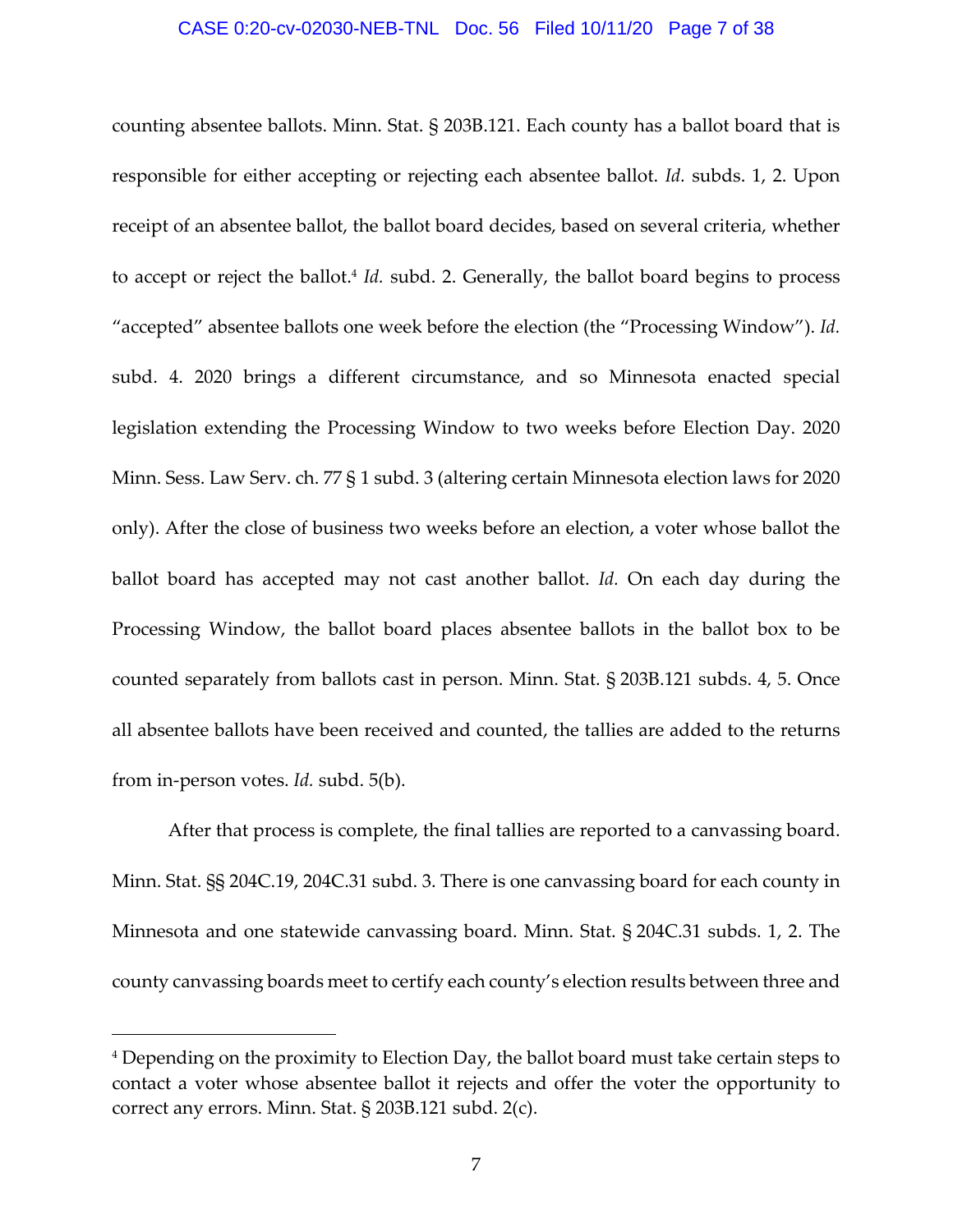counting absentee ballots. Minn. Stat. § 203B.121. Each county has a ballot board that is responsible for either accepting or rejecting each absentee ballot. *Id.* subds. 1, 2. Upon receipt of an absentee ballot, the ballot board decides, based on several criteria, whether to accept or reject the ballot.[4] *Id.* subd. 2. Generally, the ballot board begins to process "accepted" absentee ballots one week before the election (the "Processing Window"). *Id.* subd. 4. 2020 brings a different circumstance, and so Minnesota enacted special legislation extending the Processing Window to two weeks before Election Day. 2020 Minn. Sess. Law Serv. ch. 77 § 1 subd. 3 (altering certain Minnesota election laws for 2020 only). After the close of business two weeks before an election, a voter whose ballot the ballot board has accepted may not cast another ballot. *Id.* On each day during the Processing Window, the ballot board places absentee ballots in the ballot box to be counted separately from ballots cast in person. Minn. Stat. § 203B.121 subds. 4, 5. Once all absentee ballots have been received and counted, the tallies are added to the returns from in-person votes. *Id.* subd. 5(b).

After that process is complete, the final tallies are reported to a canvassing board. Minn. Stat. §§ 204C.19, 204C.31 subd. 3. There is one canvassing board for each county in Minnesota and one statewide canvassing board. Minn. Stat. § 204C.31 subds. 1, 2. The county canvassing boards meet to certify each county's election results between three and

---

[4] Depending on the proximity to Election Day, the ballot board must take certain steps to contact a voter whose absentee ballot it rejects and offer the voter the opportunity to correct any errors. Minn. Stat. § 203B.121 subd. 2(c).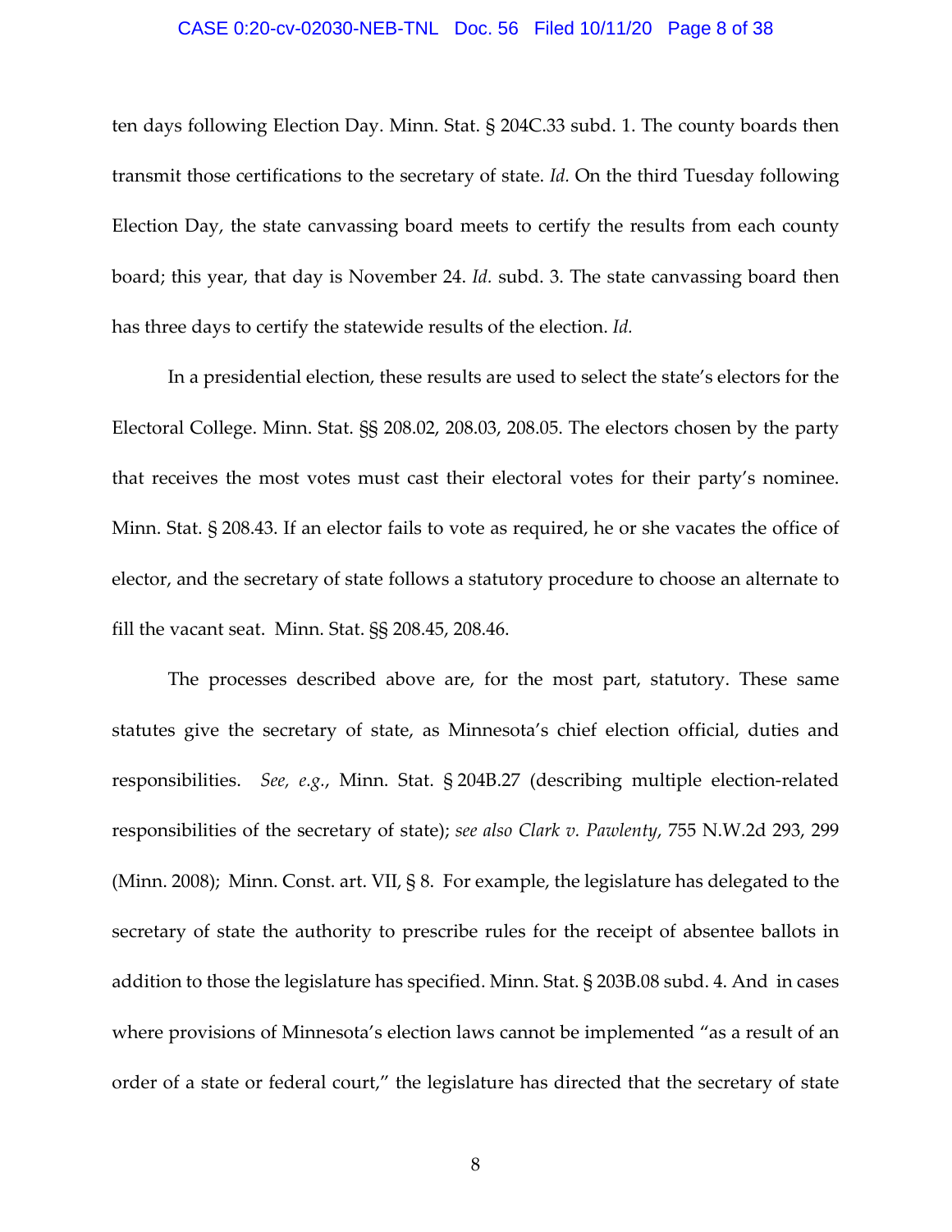ten days following Election Day. Minn. Stat. § 204C.33 subd. 1. The county boards then transmit those certifications to the secretary of state. *Id.* On the third Tuesday following Election Day, the state canvassing board meets to certify the results from each county board; this year, that day is November 24. *Id.* subd. 3. The state canvassing board then has three days to certify the statewide results of the election. *Id.*

In a presidential election, these results are used to select the state's electors for the Electoral College. Minn. Stat. §§ 208.02, 208.03, 208.05. The electors chosen by the party that receives the most votes must cast their electoral votes for their party's nominee. Minn. Stat. § 208.43. If an elector fails to vote as required, he or she vacates the office of elector, and the secretary of state follows a statutory procedure to choose an alternate to fill the vacant seat. Minn. Stat. §§ 208.45, 208.46.

The processes described above are, for the most part, statutory. These same statutes give the secretary of state, as Minnesota's chief election official, duties and responsibilities. *See, e.g.*, Minn. Stat. § 204B.27 (describing multiple election-related responsibilities of the secretary of state); *see also Clark v. Pawlenty*, 755 N.W.2d 293, 299 (Minn. 2008); Minn. Const. art. VII, § 8. For example, the legislature has delegated to the secretary of state the authority to prescribe rules for the receipt of absentee ballots in addition to those the legislature has specified. Minn. Stat. § 203B.08 subd. 4. And in cases where provisions of Minnesota's election laws cannot be implemented "as a result of an order of a state or federal court," the legislature has directed that the secretary of state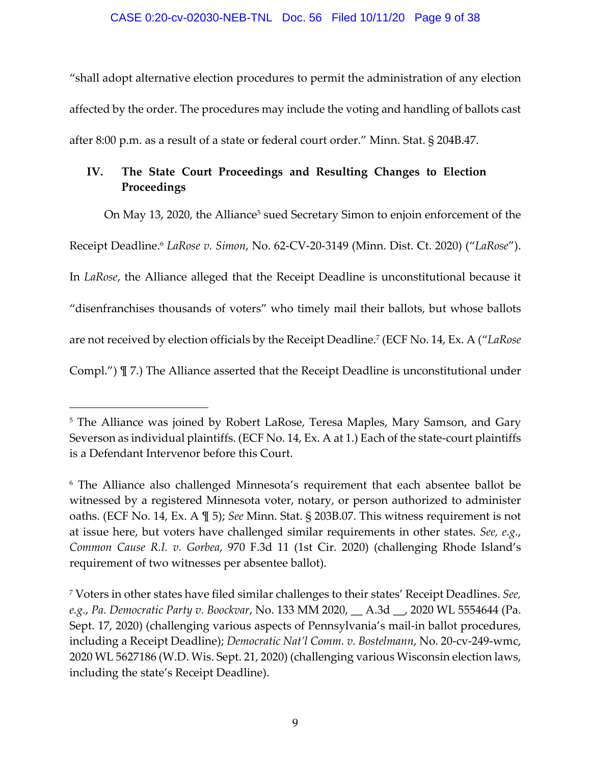"shall adopt alternative election procedures to permit the administration of any election affected by the order. The procedures may include the voting and handling of ballots cast after 8:00 p.m. as a result of a state or federal court order." Minn. Stat. § 204B.47.

## IV. The State Court Proceedings and Resulting Changes to Election Proceedings

On May 13, 2020, the Alliance[5] sued Secretary Simon to enjoin enforcement of the Receipt Deadline.[6] *LaRose v. Simon*, No. 62-CV-20-3149 (Minn. Dist. Ct. 2020) ("*LaRose*"). In *LaRose*, the Alliance alleged that the Receipt Deadline is unconstitutional because it "disenfranchises thousands of voters" who timely mail their ballots, but whose ballots are not received by election officials by the Receipt Deadline.[7] (ECF No. 14, Ex. A ("*LaRose* Compl.") ¶ 7.) The Alliance asserted that the Receipt Deadline is unconstitutional under

---

[5] The Alliance was joined by Robert LaRose, Teresa Maples, Mary Samson, and Gary Severson as individual plaintiffs. (ECF No. 14, Ex. A at 1.) Each of the state-court plaintiffs is a Defendant Intervenor before this Court.

[6] The Alliance also challenged Minnesota's requirement that each absentee ballot be witnessed by a registered Minnesota voter, notary, or person authorized to administer oaths. (ECF No. 14, Ex. A ¶ 5); *See* Minn. Stat. § 203B.07. This witness requirement is not at issue here, but voters have challenged similar requirements in other states. *See, e.g.*, *Common Cause R.I. v. Gorbea*, 970 F.3d 11 (1st Cir. 2020) (challenging Rhode Island's requirement of two witnesses per absentee ballot).

[7] Voters in other states have filed similar challenges to their states' Receipt Deadlines. *See, e.g.*, *Pa. Democratic Party v. Boockvar*, No. 133 MM 2020, __ A.3d __, 2020 WL 5554644 (Pa. Sept. 17, 2020) (challenging various aspects of Pennsylvania's mail-in ballot procedures, including a Receipt Deadline); *Democratic Nat'l Comm. v. Bostelmann*, No. 20-cv-249-wmc, 2020 WL 5627186 (W.D. Wis. Sept. 21, 2020) (challenging various Wisconsin election laws, including the state's Receipt Deadline).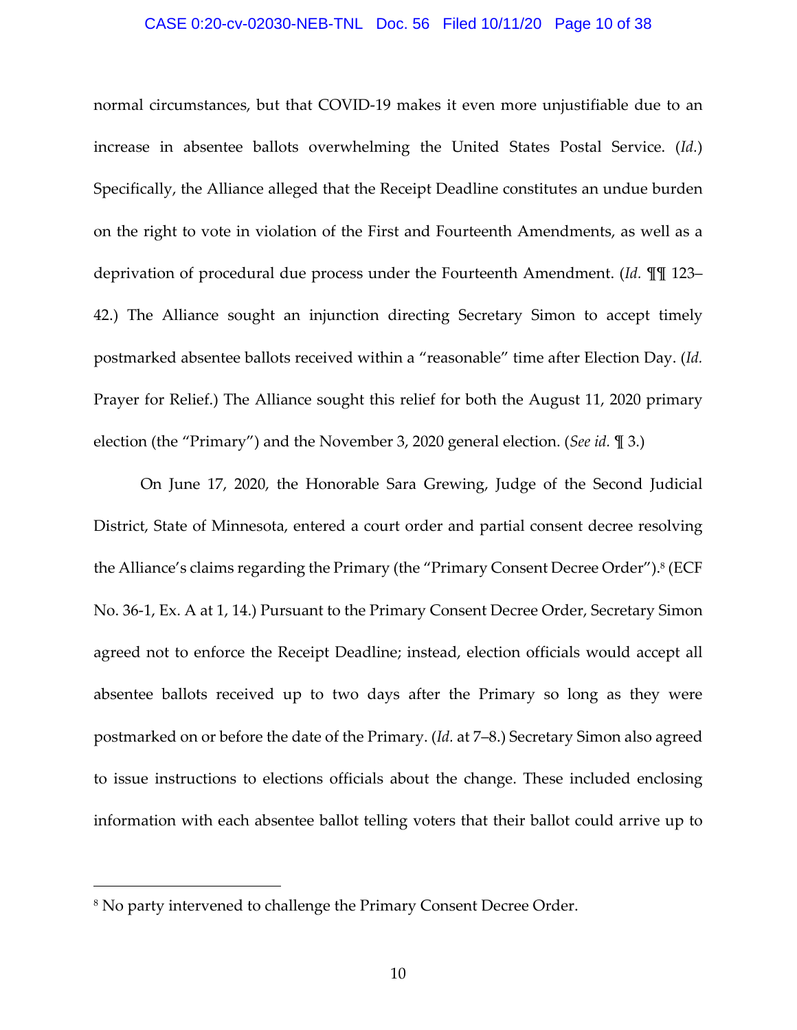normal circumstances, but that COVID-19 makes it even more unjustifiable due to an increase in absentee ballots overwhelming the United States Postal Service. (*Id.*) Specifically, the Alliance alleged that the Receipt Deadline constitutes an undue burden on the right to vote in violation of the First and Fourteenth Amendments, as well as a deprivation of procedural due process under the Fourteenth Amendment. (*Id.* ¶¶ 123–42.) The Alliance sought an injunction directing Secretary Simon to accept timely postmarked absentee ballots received within a "reasonable" time after Election Day. (*Id.* Prayer for Relief.) The Alliance sought this relief for both the August 11, 2020 primary election (the "Primary") and the November 3, 2020 general election. (*See id.* ¶ 3.)

On June 17, 2020, the Honorable Sara Grewing, Judge of the Second Judicial District, State of Minnesota, entered a court order and partial consent decree resolving the Alliance's claims regarding the Primary (the "Primary Consent Decree Order").[8] (ECF No. 36-1, Ex. A at 1, 14.) Pursuant to the Primary Consent Decree Order, Secretary Simon agreed not to enforce the Receipt Deadline; instead, election officials would accept all absentee ballots received up to two days after the Primary so long as they were postmarked on or before the date of the Primary. (*Id.* at 7–8.) Secretary Simon also agreed to issue instructions to elections officials about the change. These included enclosing information with each absentee ballot telling voters that their ballot could arrive up to

[8] No party intervened to challenge the Primary Consent Decree Order.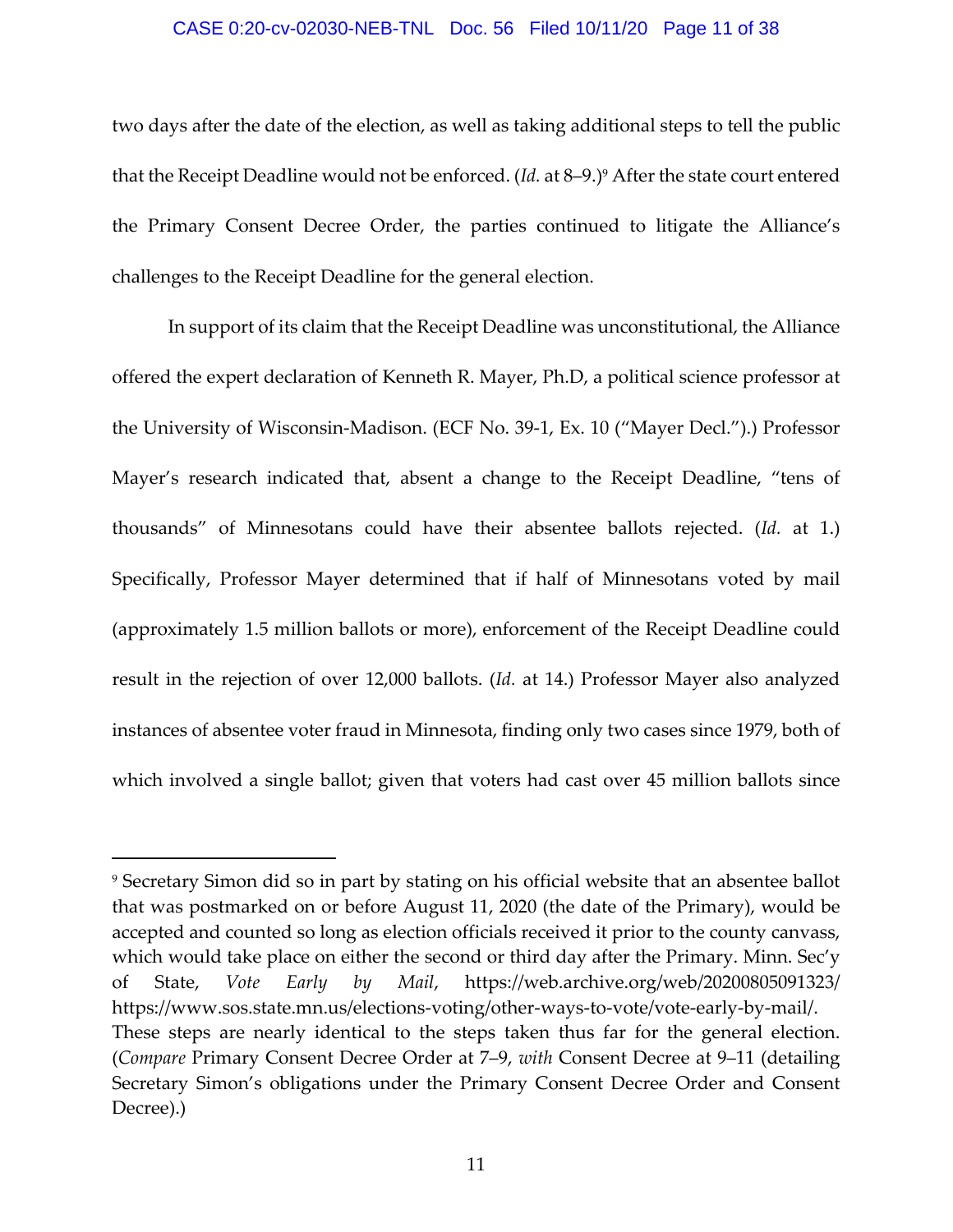two days after the date of the election, as well as taking additional steps to tell the public that the Receipt Deadline would not be enforced. (*Id.* at 8–9.)[9] After the state court entered the Primary Consent Decree Order, the parties continued to litigate the Alliance's challenges to the Receipt Deadline for the general election.

In support of its claim that the Receipt Deadline was unconstitutional, the Alliance offered the expert declaration of Kenneth R. Mayer, Ph.D, a political science professor at the University of Wisconsin-Madison. (ECF No. 39-1, Ex. 10 ("Mayer Decl.").) Professor Mayer's research indicated that, absent a change to the Receipt Deadline, "tens of thousands" of Minnesotans could have their absentee ballots rejected. (*Id.* at 1.) Specifically, Professor Mayer determined that if half of Minnesotans voted by mail (approximately 1.5 million ballots or more), enforcement of the Receipt Deadline could result in the rejection of over 12,000 ballots. (*Id.* at 14.) Professor Mayer also analyzed instances of absentee voter fraud in Minnesota, finding only two cases since 1979, both of which involved a single ballot; given that voters had cast over 45 million ballots since

---

[9] Secretary Simon did so in part by stating on his official website that an absentee ballot that was postmarked on or before August 11, 2020 (the date of the Primary), would be accepted and counted so long as election officials received it prior to the county canvass, which would take place on either the second or third day after the Primary. Minn. Sec'y of State, *Vote Early by Mail*, https://web.archive.org/web/20200805091323/https://www.sos.state.mn.us/elections-voting/other-ways-to-vote/vote-early-by-mail/. These steps are nearly identical to the steps taken thus far for the general election. (*Compare* Primary Consent Decree Order at 7–9, *with* Consent Decree at 9–11 (detailing Secretary Simon's obligations under the Primary Consent Decree Order and Consent Decree).)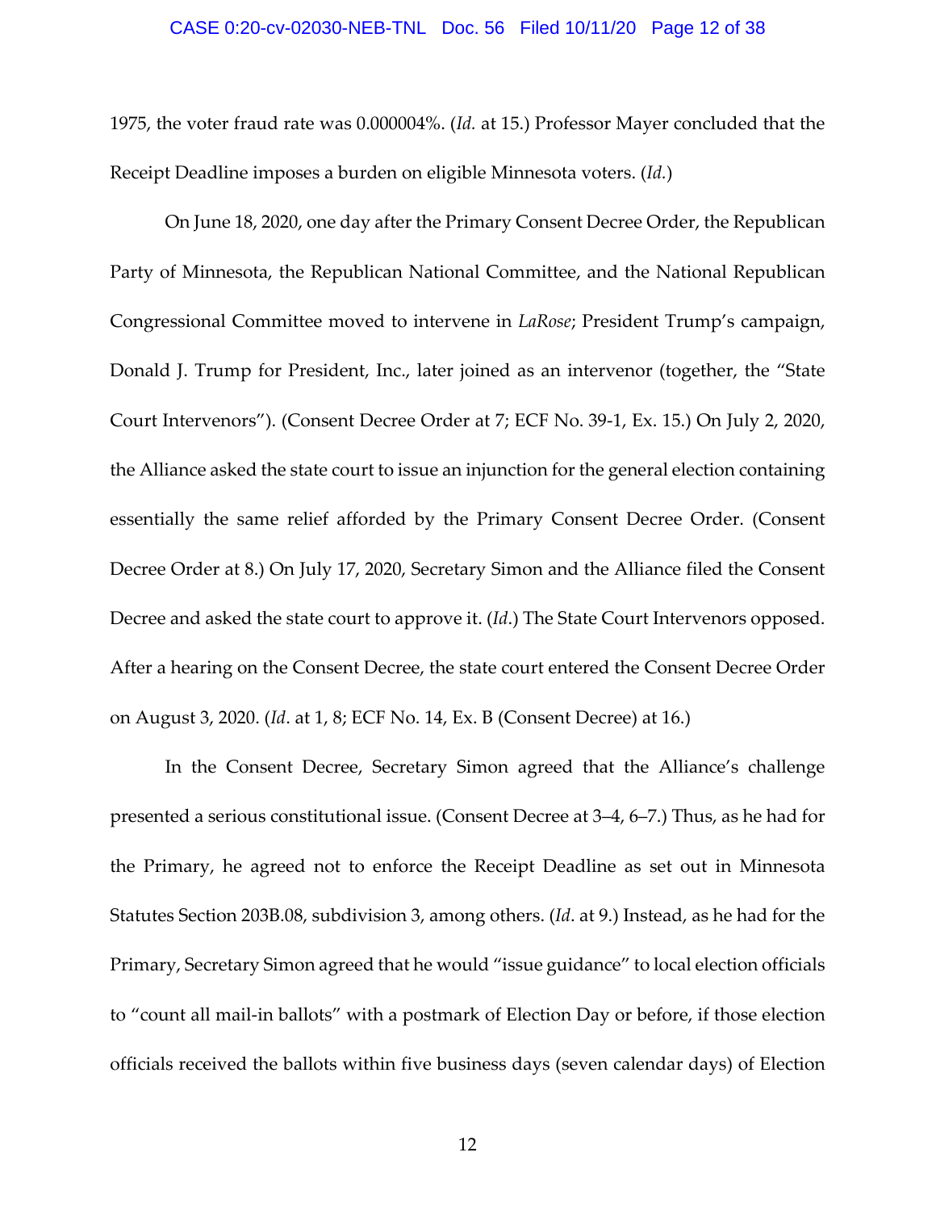1975, the voter fraud rate was 0.000004%. (*Id.* at 15.) Professor Mayer concluded that the Receipt Deadline imposes a burden on eligible Minnesota voters. (*Id.*)

On June 18, 2020, one day after the Primary Consent Decree Order, the Republican Party of Minnesota, the Republican National Committee, and the National Republican Congressional Committee moved to intervene in *LaRose*; President Trump's campaign, Donald J. Trump for President, Inc., later joined as an intervenor (together, the "State Court Intervenors"). (Consent Decree Order at 7; ECF No. 39-1, Ex. 15.) On July 2, 2020, the Alliance asked the state court to issue an injunction for the general election containing essentially the same relief afforded by the Primary Consent Decree Order. (Consent Decree Order at 8.) On July 17, 2020, Secretary Simon and the Alliance filed the Consent Decree and asked the state court to approve it. (*Id*.) The State Court Intervenors opposed. After a hearing on the Consent Decree, the state court entered the Consent Decree Order on August 3, 2020. (*Id*. at 1, 8; ECF No. 14, Ex. B (Consent Decree) at 16.)

In the Consent Decree, Secretary Simon agreed that the Alliance's challenge presented a serious constitutional issue. (Consent Decree at 3–4, 6–7.) Thus, as he had for the Primary, he agreed not to enforce the Receipt Deadline as set out in Minnesota Statutes Section 203B.08, subdivision 3, among others. (*Id*. at 9.) Instead, as he had for the Primary, Secretary Simon agreed that he would "issue guidance" to local election officials to "count all mail-in ballots" with a postmark of Election Day or before, if those election officials received the ballots within five business days (seven calendar days) of Election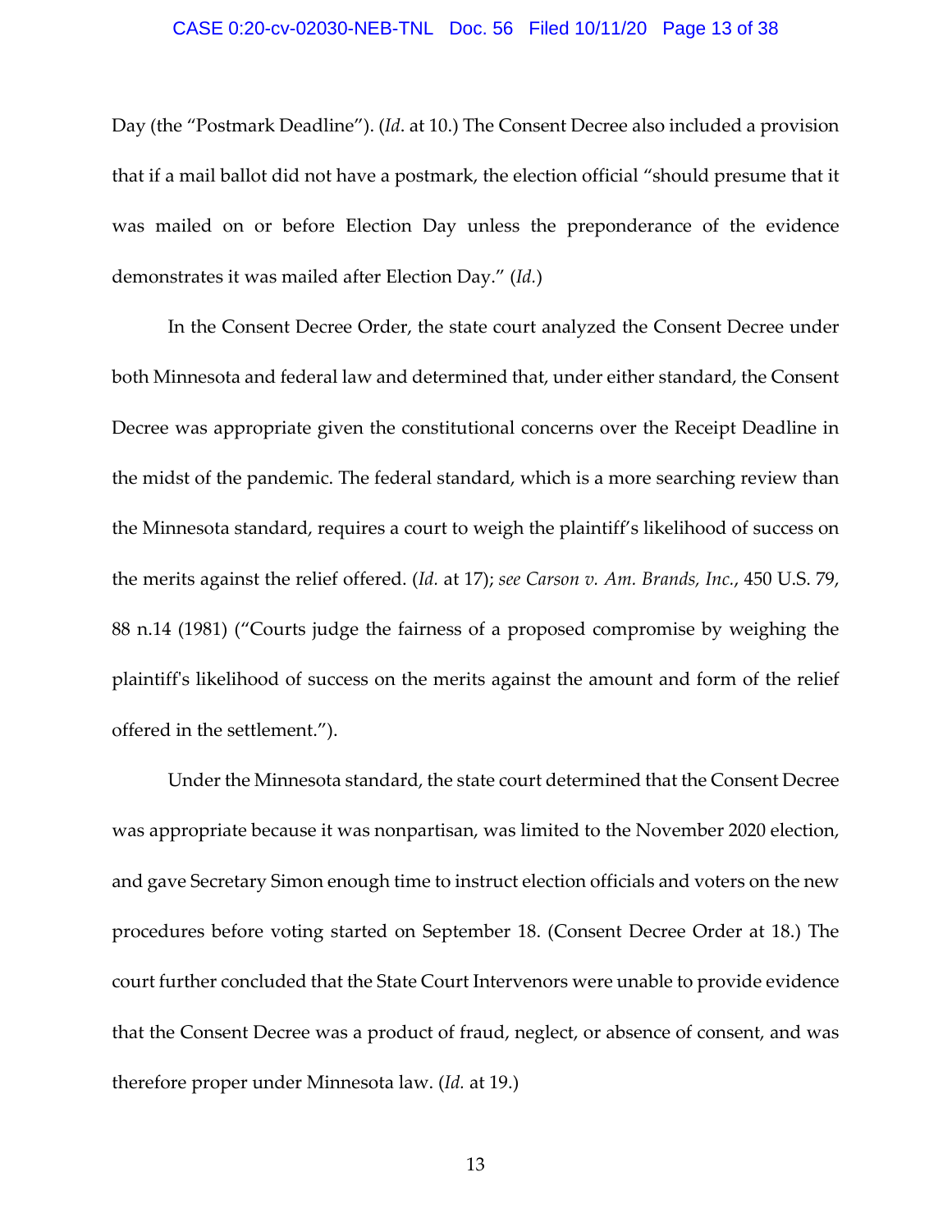Day (the "Postmark Deadline"). (*Id*. at 10.) The Consent Decree also included a provision that if a mail ballot did not have a postmark, the election official "should presume that it was mailed on or before Election Day unless the preponderance of the evidence demonstrates it was mailed after Election Day." (*Id.*)

In the Consent Decree Order, the state court analyzed the Consent Decree under both Minnesota and federal law and determined that, under either standard, the Consent Decree was appropriate given the constitutional concerns over the Receipt Deadline in the midst of the pandemic. The federal standard, which is a more searching review than the Minnesota standard, requires a court to weigh the plaintiff's likelihood of success on the merits against the relief offered. (*Id.* at 17); *see Carson v. Am. Brands, Inc.*, 450 U.S. 79, 88 n.14 (1981) ("Courts judge the fairness of a proposed compromise by weighing the plaintiff's likelihood of success on the merits against the amount and form of the relief offered in the settlement.").

Under the Minnesota standard, the state court determined that the Consent Decree was appropriate because it was nonpartisan, was limited to the November 2020 election, and gave Secretary Simon enough time to instruct election officials and voters on the new procedures before voting started on September 18. (Consent Decree Order at 18.) The court further concluded that the State Court Intervenors were unable to provide evidence that the Consent Decree was a product of fraud, neglect, or absence of consent, and was therefore proper under Minnesota law. (*Id.* at 19.)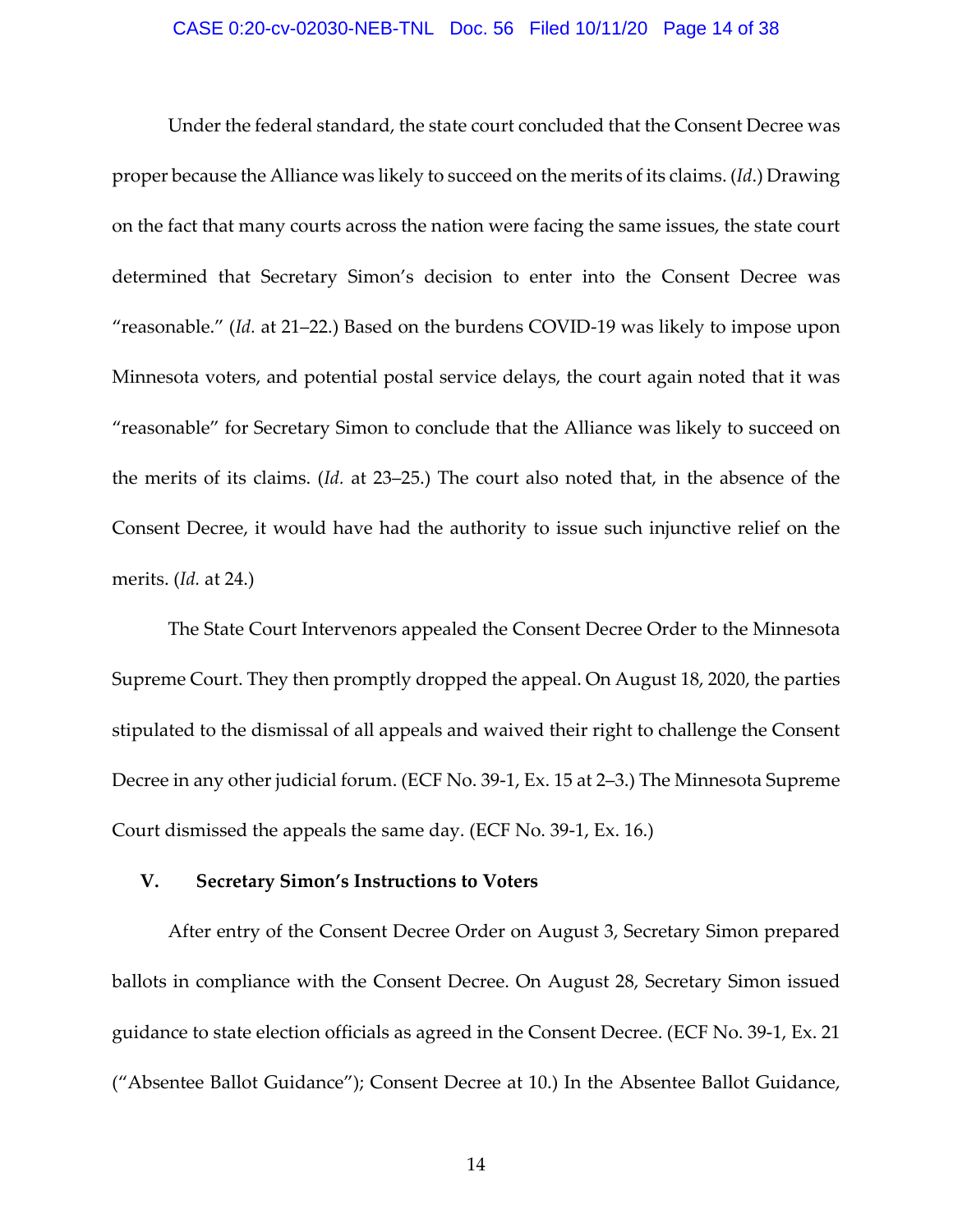Under the federal standard, the state court concluded that the Consent Decree was proper because the Alliance was likely to succeed on the merits of its claims. (*Id*.) Drawing on the fact that many courts across the nation were facing the same issues, the state court determined that Secretary Simon's decision to enter into the Consent Decree was "reasonable." (*Id.* at 21–22.) Based on the burdens COVID-19 was likely to impose upon Minnesota voters, and potential postal service delays, the court again noted that it was "reasonable" for Secretary Simon to conclude that the Alliance was likely to succeed on the merits of its claims. (*Id.* at 23–25.) The court also noted that, in the absence of the Consent Decree, it would have had the authority to issue such injunctive relief on the merits. (*Id.* at 24.)

The State Court Intervenors appealed the Consent Decree Order to the Minnesota Supreme Court. They then promptly dropped the appeal. On August 18, 2020, the parties stipulated to the dismissal of all appeals and waived their right to challenge the Consent Decree in any other judicial forum. (ECF No. 39-1, Ex. 15 at 2–3.) The Minnesota Supreme Court dismissed the appeals the same day. (ECF No. 39-1, Ex. 16.)

### V. Secretary Simon's Instructions to Voters

After entry of the Consent Decree Order on August 3, Secretary Simon prepared ballots in compliance with the Consent Decree. On August 28, Secretary Simon issued guidance to state election officials as agreed in the Consent Decree. (ECF No. 39-1, Ex. 21 ("Absentee Ballot Guidance"); Consent Decree at 10.) In the Absentee Ballot Guidance,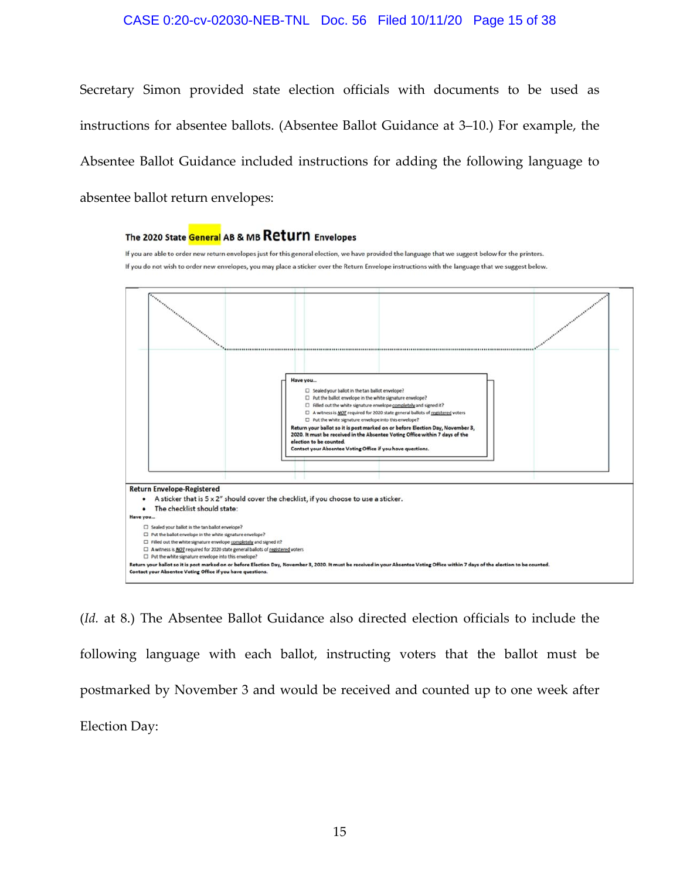Secretary Simon provided state election officials with documents to be used as instructions for absentee ballots. (Absentee Ballot Guidance at 3–10.) For example, the Absentee Ballot Guidance included instructions for adding the following language to absentee ballot return envelopes:

**The 2020 State General AB & MB Return Envelopes**

If you are able to order new return envelopes just for this general election, we have provided the language that we suggest below for the printers.

If you do not wish to order new envelopes, you may place a sticker over the Return Envelope instructions with the language that we suggest below.

**Have you...**

- ☐ Sealed your ballot in the tan ballot envelope?
- ☐ Put the ballot envelope in the white signature envelope?
- ☐ Filled out the white signature envelope completely and signed it?
- ☐ A witness is *NOT* required for 2020 state general ballots of registered voters
- ☐ Put the white signature envelope into this envelope?

**Return your ballot so it is post marked on or before Election Day, November 3, 2020. It must be received in the Absentee Voting Office within 7 days of the election to be counted.**
**Contact your Absentee Voting Office if you have questions.**

**Return Envelope-Registered**

- A sticker that is 5 x 2" should cover the checklist, if you choose to use a sticker.
- The checklist should state:

**Have you...**

- ☐ Sealed your ballot in the tan ballot envelope?
- ☐ Put the ballot envelope in the white signature envelope?
- ☐ Filled out the white signature envelope completely and signed it?
- ☐ A witness is *NOT* required for 2020 state general ballots of registered voters
- ☐ Put the white signature envelope into this envelope?

**Return your ballot so it is post marked on or before Election Day, November 3, 2020. It must be received in your Absentee Voting Office within 7 days of the election to be counted.**
**Contact your Absentee Voting Office if you have questions.**

(*Id.* at 8.) The Absentee Ballot Guidance also directed election officials to include the following language with each ballot, instructing voters that the ballot must be postmarked by November 3 and would be received and counted up to one week after Election Day: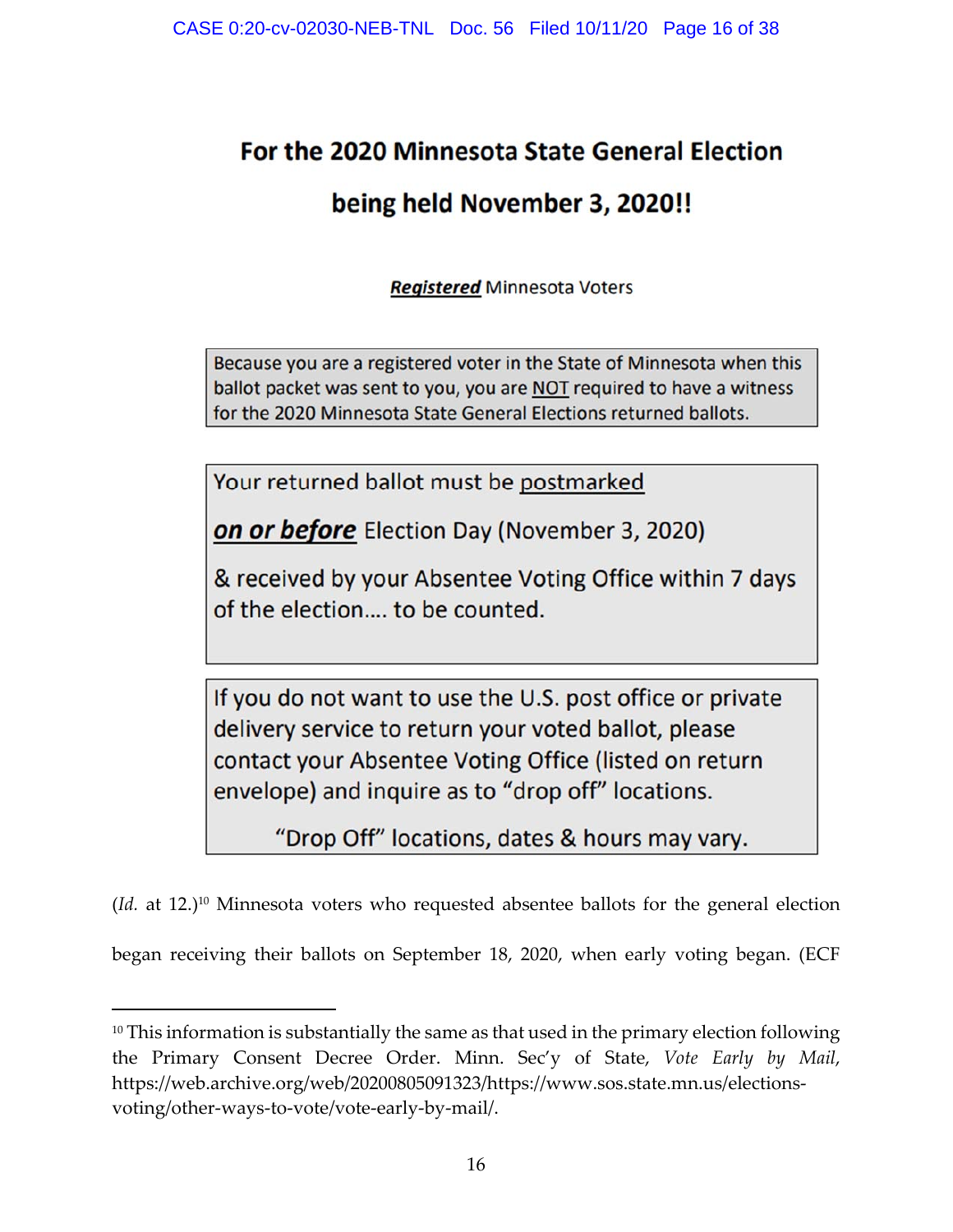**For the 2020 Minnesota State General Election**

**being held November 3, 2020!!**

***Registered*** Minnesota Voters

> Because you are a registered voter in the State of Minnesota when this ballot packet was sent to you, you are NOT required to have a witness for the 2020 Minnesota State General Elections returned ballots.

> Your returned ballot must be postmarked
>
> ***on or before*** Election Day (November 3, 2020)
>
> & received by your Absentee Voting Office within 7 days of the election.... to be counted.

> If you do not want to use the U.S. post office or private delivery service to return your voted ballot, please contact your Absentee Voting Office (listed on return envelope) and inquire as to "drop off" locations.
>
> "Drop Off" locations, dates & hours may vary.

(*Id.* at 12.)[10] Minnesota voters who requested absentee ballots for the general election began receiving their ballots on September 18, 2020, when early voting began. (ECF

---

[10] This information is substantially the same as that used in the primary election following the Primary Consent Decree Order. Minn. Sec'y of State, *Vote Early by Mail*, https://web.archive.org/web/20200805091323/https://www.sos.state.mn.us/elections-voting/other-ways-to-vote/vote-early-by-mail/.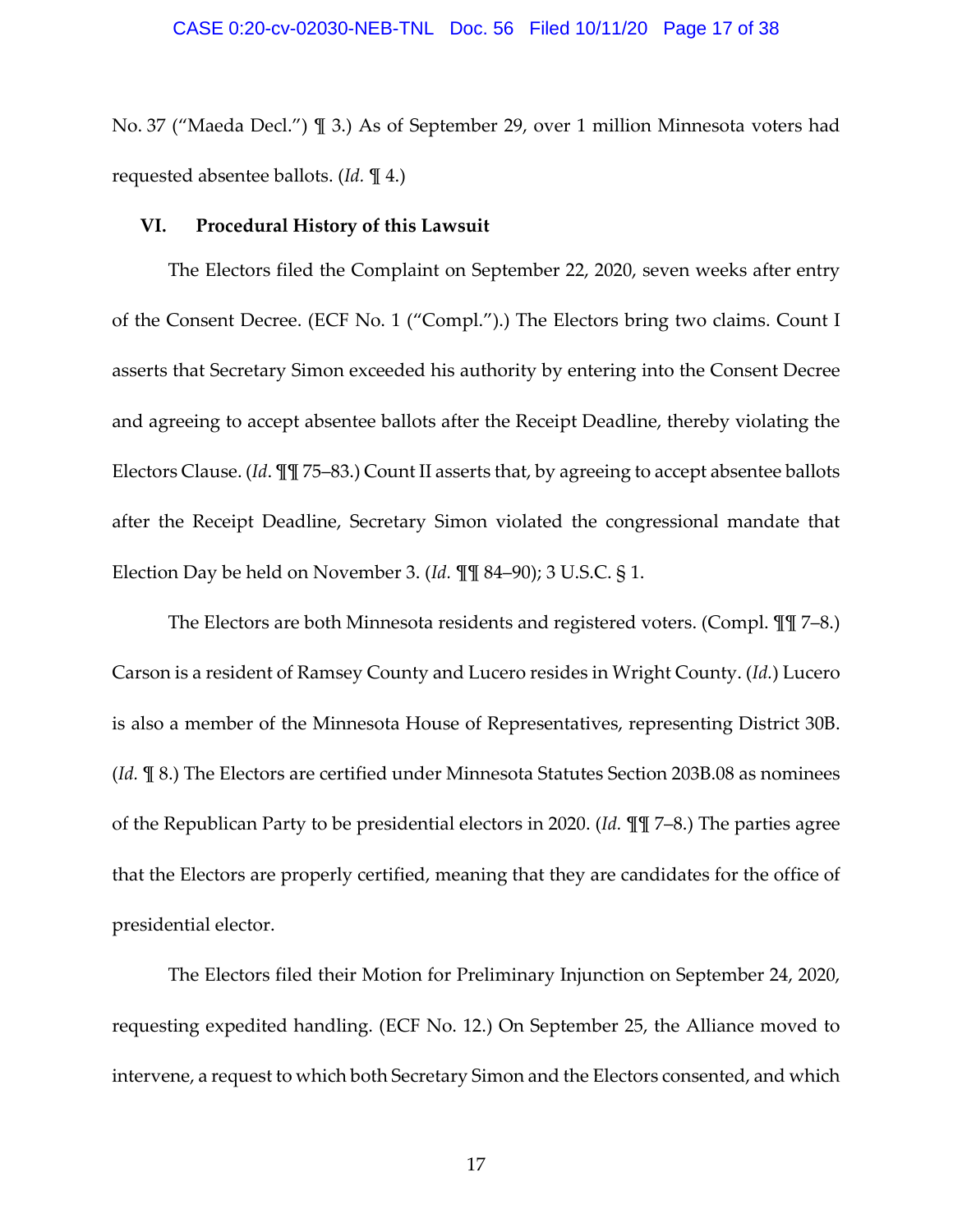No. 37 ("Maeda Decl.") ¶ 3.) As of September 29, over 1 million Minnesota voters had requested absentee ballots. (*Id.* ¶ 4.)

### VI. Procedural History of this Lawsuit

The Electors filed the Complaint on September 22, 2020, seven weeks after entry of the Consent Decree. (ECF No. 1 ("Compl.").) The Electors bring two claims. Count I asserts that Secretary Simon exceeded his authority by entering into the Consent Decree and agreeing to accept absentee ballots after the Receipt Deadline, thereby violating the Electors Clause. (*Id*. ¶¶ 75–83.) Count II asserts that, by agreeing to accept absentee ballots after the Receipt Deadline, Secretary Simon violated the congressional mandate that Election Day be held on November 3. (*Id.* ¶¶ 84–90); 3 U.S.C. § 1.

The Electors are both Minnesota residents and registered voters. (Compl. ¶¶ 7–8.) Carson is a resident of Ramsey County and Lucero resides in Wright County. (*Id.*) Lucero is also a member of the Minnesota House of Representatives, representing District 30B. (*Id.* ¶ 8.) The Electors are certified under Minnesota Statutes Section 203B.08 as nominees of the Republican Party to be presidential electors in 2020. (*Id.* ¶¶ 7–8.) The parties agree that the Electors are properly certified, meaning that they are candidates for the office of presidential elector.

The Electors filed their Motion for Preliminary Injunction on September 24, 2020, requesting expedited handling. (ECF No. 12.) On September 25, the Alliance moved to intervene, a request to which both Secretary Simon and the Electors consented, and which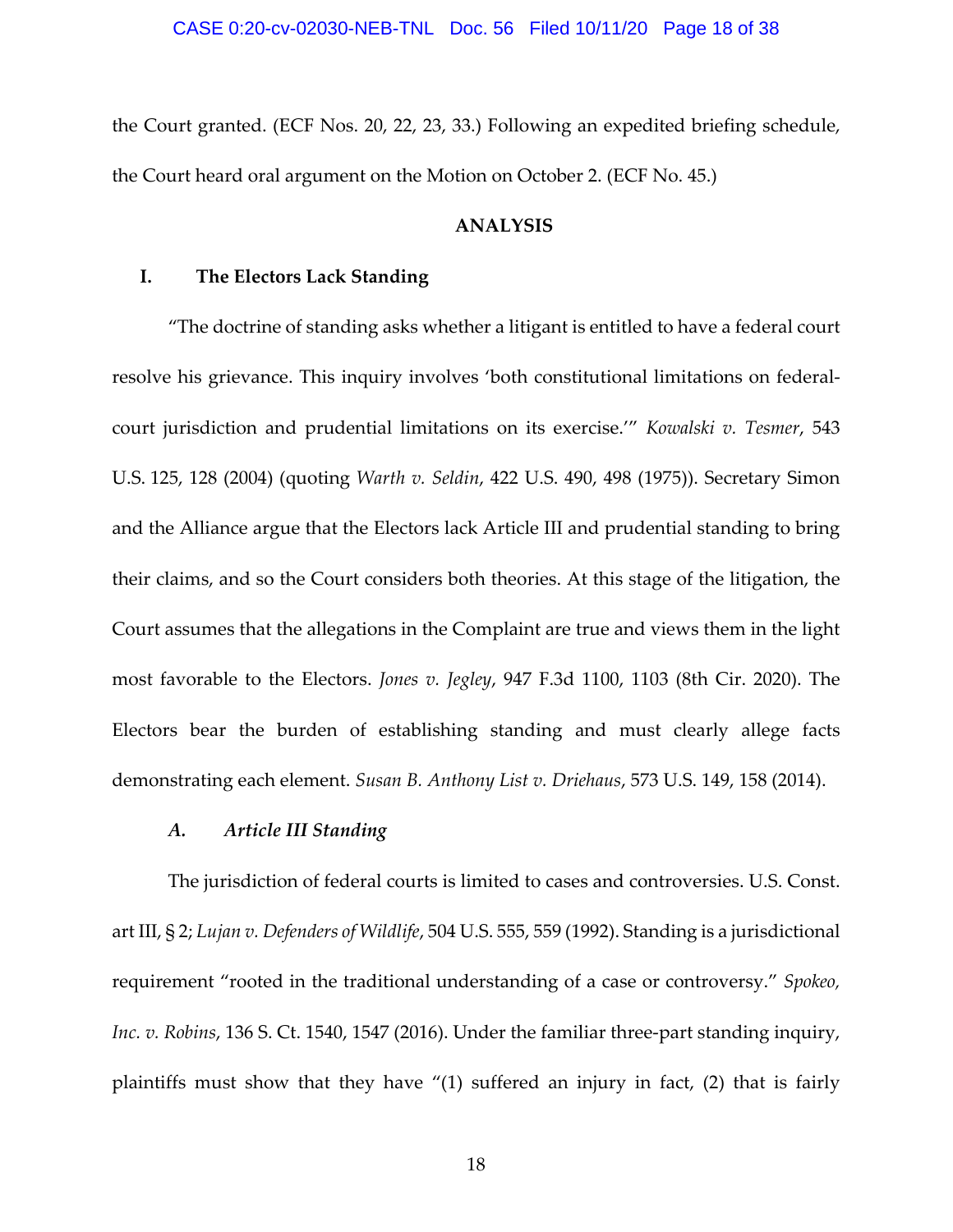the Court granted. (ECF Nos. 20, 22, 23, 33.) Following an expedited briefing schedule, the Court heard oral argument on the Motion on October 2. (ECF No. 45.)

## ANALYSIS

### I. The Electors Lack Standing

"The doctrine of standing asks whether a litigant is entitled to have a federal court resolve his grievance. This inquiry involves 'both constitutional limitations on federal-court jurisdiction and prudential limitations on its exercise.'" *Kowalski v. Tesmer*, 543 U.S. 125, 128 (2004) (quoting *Warth v. Seldin*, 422 U.S. 490, 498 (1975)). Secretary Simon and the Alliance argue that the Electors lack Article III and prudential standing to bring their claims, and so the Court considers both theories. At this stage of the litigation, the Court assumes that the allegations in the Complaint are true and views them in the light most favorable to the Electors. *Jones v. Jegley*, 947 F.3d 1100, 1103 (8th Cir. 2020). The Electors bear the burden of establishing standing and must clearly allege facts demonstrating each element. *Susan B. Anthony List v. Driehaus*, 573 U.S. 149, 158 (2014).

#### *A. Article III Standing*

The jurisdiction of federal courts is limited to cases and controversies. U.S. Const. art III, § 2; *Lujan v. Defenders of Wildlife*, 504 U.S. 555, 559 (1992). Standing is a jurisdictional requirement "rooted in the traditional understanding of a case or controversy." *Spokeo, Inc. v. Robins*, 136 S. Ct. 1540, 1547 (2016). Under the familiar three-part standing inquiry, plaintiffs must show that they have "(1) suffered an injury in fact, (2) that is fairly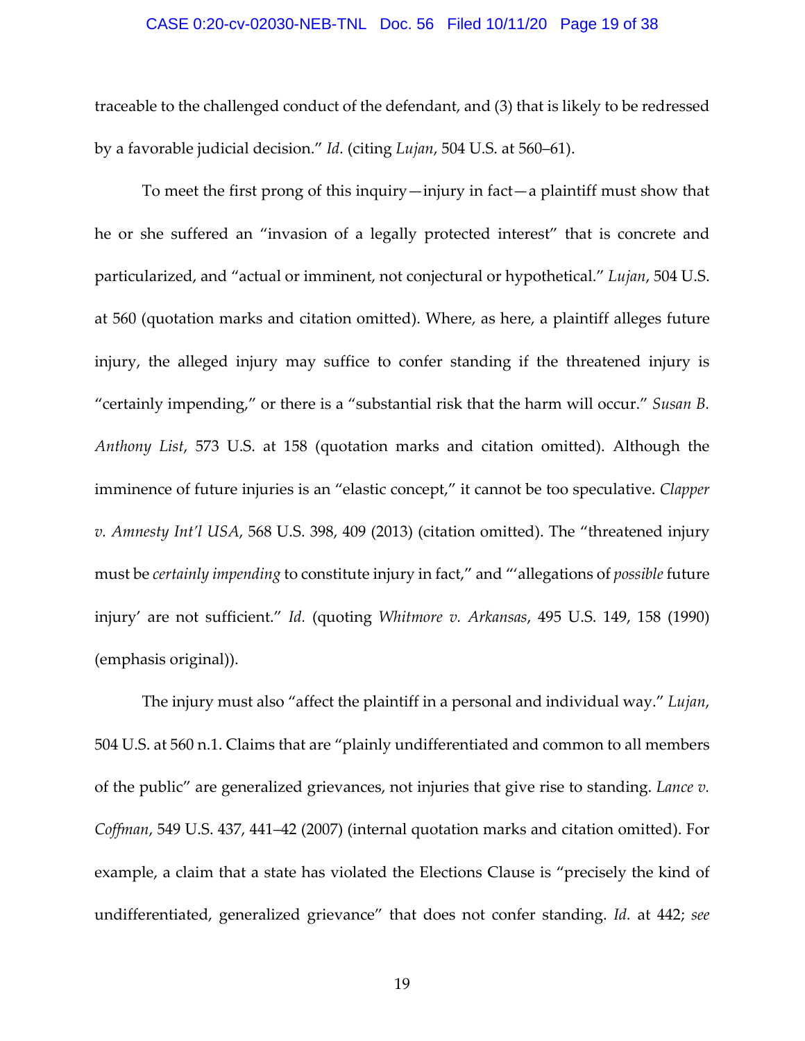traceable to the challenged conduct of the defendant, and (3) that is likely to be redressed by a favorable judicial decision." *Id.* (citing *Lujan*, 504 U.S. at 560–61).

To meet the first prong of this inquiry—injury in fact—a plaintiff must show that he or she suffered an "invasion of a legally protected interest" that is concrete and particularized, and "actual or imminent, not conjectural or hypothetical." *Lujan*, 504 U.S. at 560 (quotation marks and citation omitted). Where, as here, a plaintiff alleges future injury, the alleged injury may suffice to confer standing if the threatened injury is "certainly impending," or there is a "substantial risk that the harm will occur." *Susan B. Anthony List*, 573 U.S. at 158 (quotation marks and citation omitted). Although the imminence of future injuries is an "elastic concept," it cannot be too speculative. *Clapper v. Amnesty Int'l USA*, 568 U.S. 398, 409 (2013) (citation omitted). The "threatened injury must be *certainly impending* to constitute injury in fact," and "'allegations of *possible* future injury' are not sufficient." *Id.* (quoting *Whitmore v. Arkansas*, 495 U.S. 149, 158 (1990) (emphasis original)).

The injury must also "affect the plaintiff in a personal and individual way." *Lujan*, 504 U.S. at 560 n.1. Claims that are "plainly undifferentiated and common to all members of the public" are generalized grievances, not injuries that give rise to standing. *Lance v. Coffman*, 549 U.S. 437, 441–42 (2007) (internal quotation marks and citation omitted). For example, a claim that a state has violated the Elections Clause is "precisely the kind of undifferentiated, generalized grievance" that does not confer standing. *Id.* at 442; *see*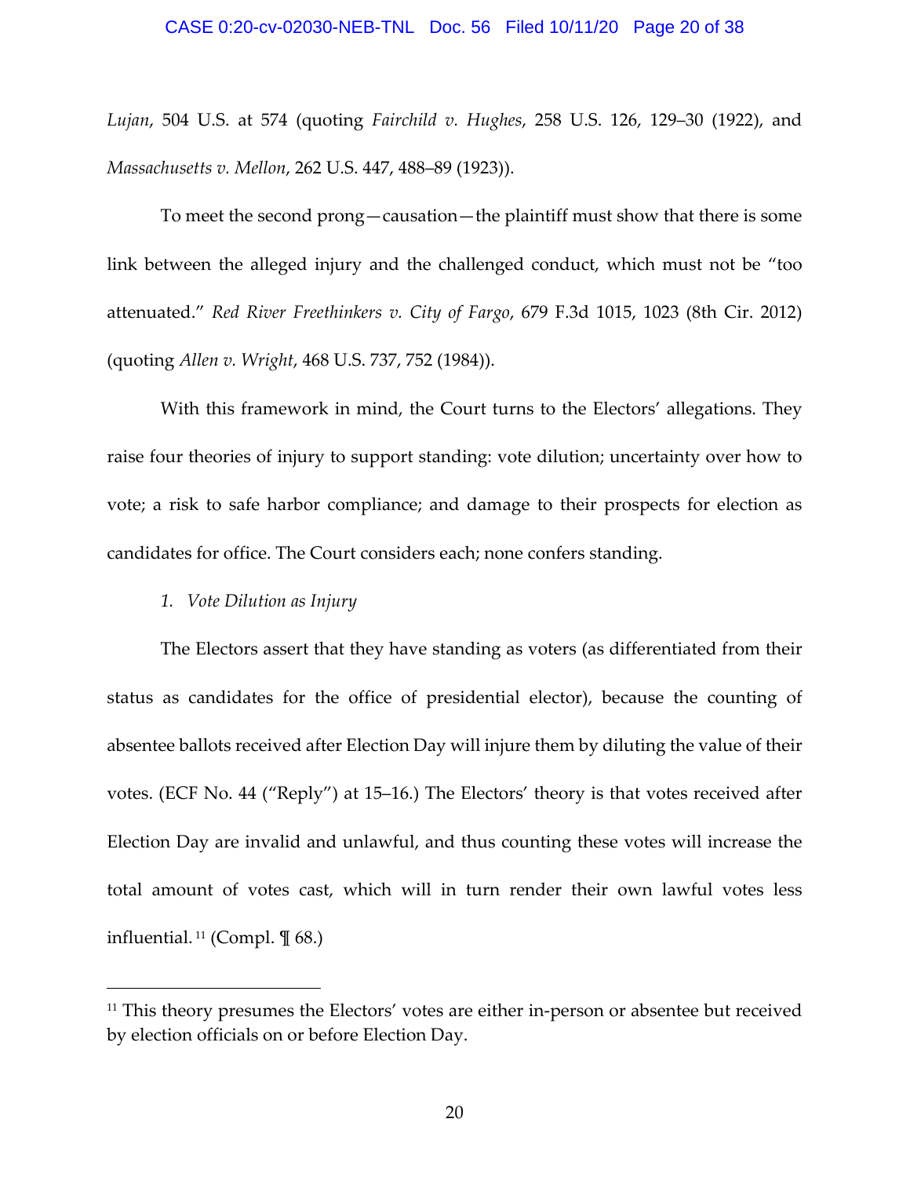*Lujan*, 504 U.S. at 574 (quoting *Fairchild v. Hughes*, 258 U.S. 126, 129–30 (1922), and *Massachusetts v. Mellon*, 262 U.S. 447, 488–89 (1923)).

To meet the second prong—causation—the plaintiff must show that there is some link between the alleged injury and the challenged conduct, which must not be "too attenuated." *Red River Freethinkers v. City of Fargo*, 679 F.3d 1015, 1023 (8th Cir. 2012) (quoting *Allen v. Wright*, 468 U.S. 737, 752 (1984)).

With this framework in mind, the Court turns to the Electors' allegations. They raise four theories of injury to support standing: vote dilution; uncertainty over how to vote; a risk to safe harbor compliance; and damage to their prospects for election as candidates for office. The Court considers each; none confers standing.

*1. Vote Dilution as Injury*

The Electors assert that they have standing as voters (as differentiated from their status as candidates for the office of presidential elector), because the counting of absentee ballots received after Election Day will injure them by diluting the value of their votes. (ECF No. 44 ("Reply") at 15–16.) The Electors' theory is that votes received after Election Day are invalid and unlawful, and thus counting these votes will increase the total amount of votes cast, which will in turn render their own lawful votes less influential.[11] (Compl. ¶ 68.)

---

[11] This theory presumes the Electors' votes are either in-person or absentee but received by election officials on or before Election Day.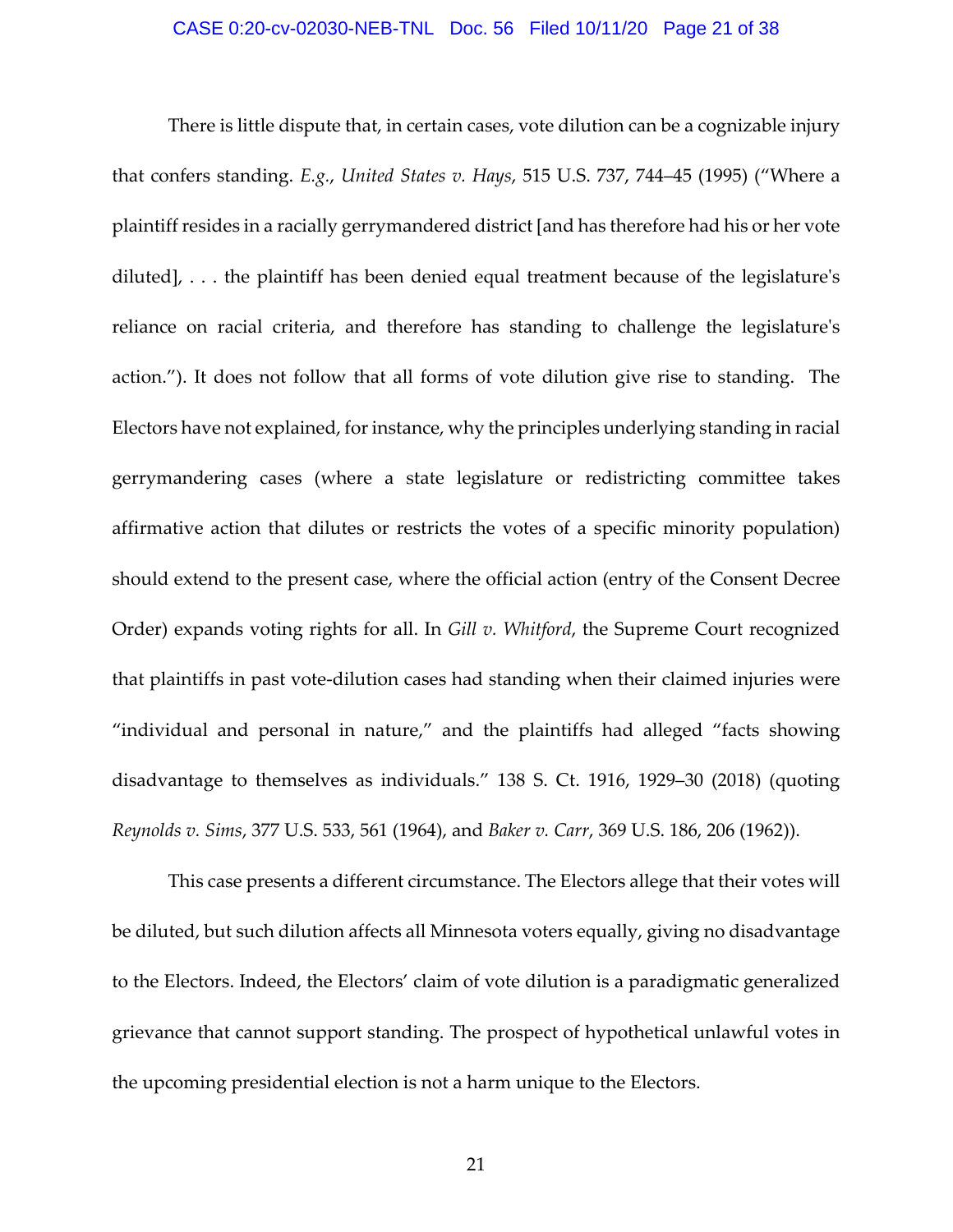There is little dispute that, in certain cases, vote dilution can be a cognizable injury that confers standing. *E.g.*, *United States v. Hays*, 515 U.S. 737, 744–45 (1995) ("Where a plaintiff resides in a racially gerrymandered district [and has therefore had his or her vote diluted], . . . the plaintiff has been denied equal treatment because of the legislature's reliance on racial criteria, and therefore has standing to challenge the legislature's action."). It does not follow that all forms of vote dilution give rise to standing. The Electors have not explained, for instance, why the principles underlying standing in racial gerrymandering cases (where a state legislature or redistricting committee takes affirmative action that dilutes or restricts the votes of a specific minority population) should extend to the present case, where the official action (entry of the Consent Decree Order) expands voting rights for all. In *Gill v. Whitford*, the Supreme Court recognized that plaintiffs in past vote-dilution cases had standing when their claimed injuries were "individual and personal in nature," and the plaintiffs had alleged "facts showing disadvantage to themselves as individuals." 138 S. Ct. 1916, 1929–30 (2018) (quoting *Reynolds v. Sims*, 377 U.S. 533, 561 (1964), and *Baker v. Carr*, 369 U.S. 186, 206 (1962)).

This case presents a different circumstance. The Electors allege that their votes will be diluted, but such dilution affects all Minnesota voters equally, giving no disadvantage to the Electors. Indeed, the Electors' claim of vote dilution is a paradigmatic generalized grievance that cannot support standing. The prospect of hypothetical unlawful votes in the upcoming presidential election is not a harm unique to the Electors.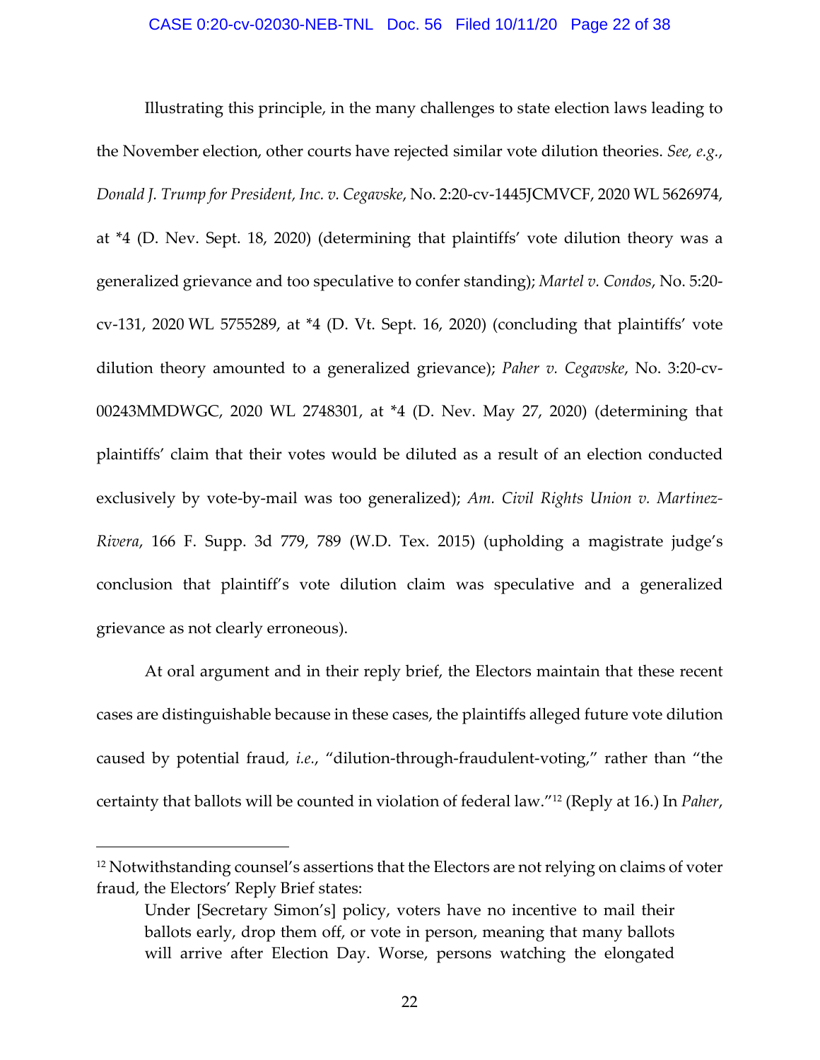Illustrating this principle, in the many challenges to state election laws leading to the November election, other courts have rejected similar vote dilution theories. *See, e.g.*, *Donald J. Trump for President, Inc. v. Cegavske*, No. 2:20-cv-1445JCMVCF, 2020 WL 5626974, at *4 (D. Nev. Sept. 18, 2020) (determining that plaintiffs' vote dilution theory was a generalized grievance and too speculative to confer standing); *Martel v. Condos*, No. 5:20-cv-131, 2020 WL 5755289, at *4 (D. Vt. Sept. 16, 2020) (concluding that plaintiffs' vote dilution theory amounted to a generalized grievance); *Paher v. Cegavske*, No. 3:20-cv-00243MMDWGC, 2020 WL 2748301, at *4 (D. Nev. May 27, 2020) (determining that plaintiffs' claim that their votes would be diluted as a result of an election conducted exclusively by vote-by-mail was too generalized); *Am. Civil Rights Union v. Martinez-Rivera*, 166 F. Supp. 3d 779, 789 (W.D. Tex. 2015) (upholding a magistrate judge's conclusion that plaintiff's vote dilution claim was speculative and a generalized grievance as not clearly erroneous).

At oral argument and in their reply brief, the Electors maintain that these recent cases are distinguishable because in these cases, the plaintiffs alleged future vote dilution caused by potential fraud, *i.e.*, "dilution-through-fraudulent-voting," rather than "the certainty that ballots will be counted in violation of federal law."[12] (Reply at 16.) In *Paher*,

---

[12] Notwithstanding counsel's assertions that the Electors are not relying on claims of voter fraud, the Electors' Reply Brief states:

> Under [Secretary Simon's] policy, voters have no incentive to mail their ballots early, drop them off, or vote in person, meaning that many ballots will arrive after Election Day. Worse, persons watching the elongated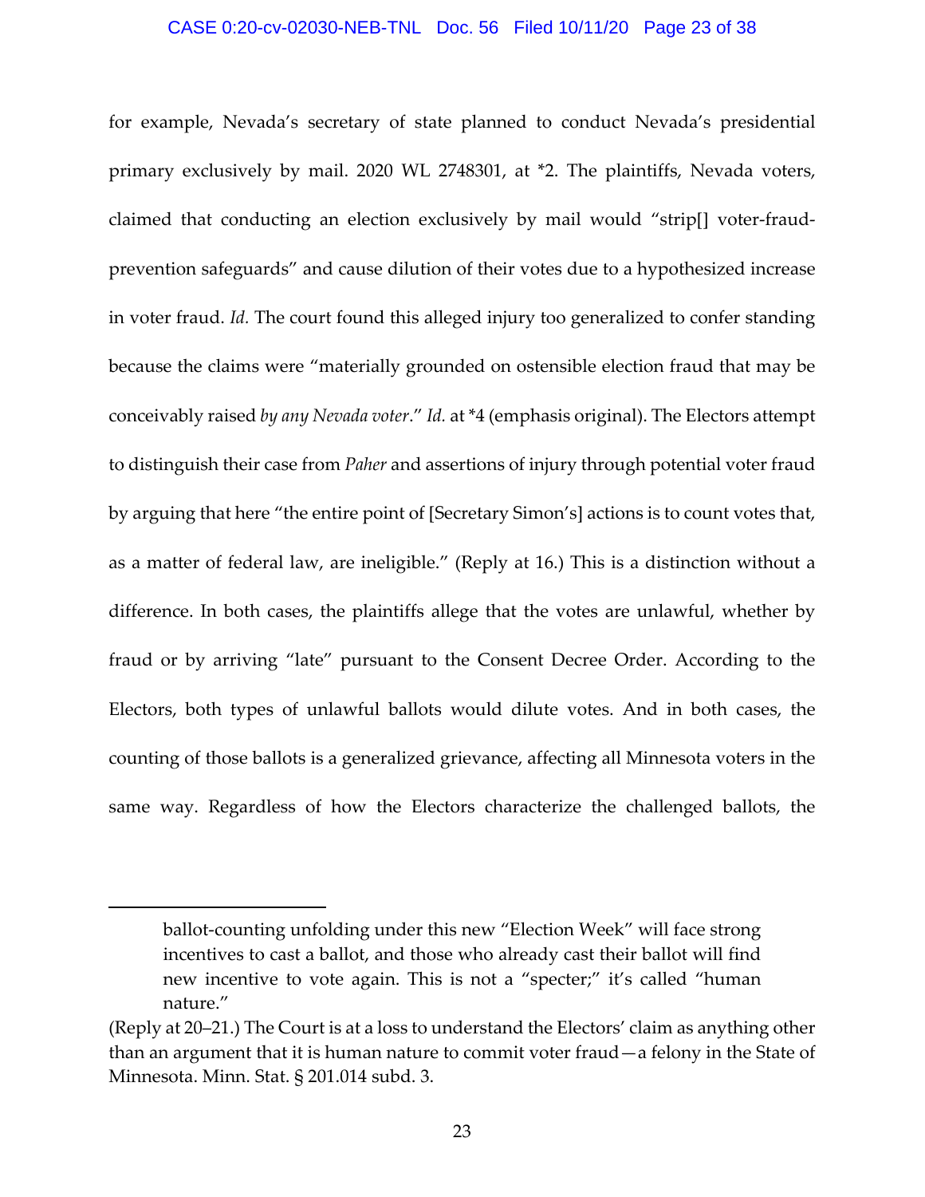for example, Nevada's secretary of state planned to conduct Nevada's presidential primary exclusively by mail. 2020 WL 2748301, at *2. The plaintiffs, Nevada voters, claimed that conducting an election exclusively by mail would "strip[] voter-fraud-prevention safeguards" and cause dilution of their votes due to a hypothesized increase in voter fraud. *Id.* The court found this alleged injury too generalized to confer standing because the claims were "materially grounded on ostensible election fraud that may be conceivably raised *by any Nevada voter*." *Id.* at *4 (emphasis original). The Electors attempt to distinguish their case from *Paher* and assertions of injury through potential voter fraud by arguing that here "the entire point of [Secretary Simon's] actions is to count votes that, as a matter of federal law, are ineligible." (Reply at 16.) This is a distinction without a difference. In both cases, the plaintiffs allege that the votes are unlawful, whether by fraud or by arriving "late" pursuant to the Consent Decree Order. According to the Electors, both types of unlawful ballots would dilute votes. And in both cases, the counting of those ballots is a generalized grievance, affecting all Minnesota voters in the same way. Regardless of how the Electors characterize the challenged ballots, the

---

> ballot-counting unfolding under this new "Election Week" will face strong incentives to cast a ballot, and those who already cast their ballot will find new incentive to vote again. This is not a "specter;" it's called "human nature."

(Reply at 20–21.) The Court is at a loss to understand the Electors' claim as anything other than an argument that it is human nature to commit voter fraud—a felony in the State of Minnesota. Minn. Stat. § 201.014 subd. 3.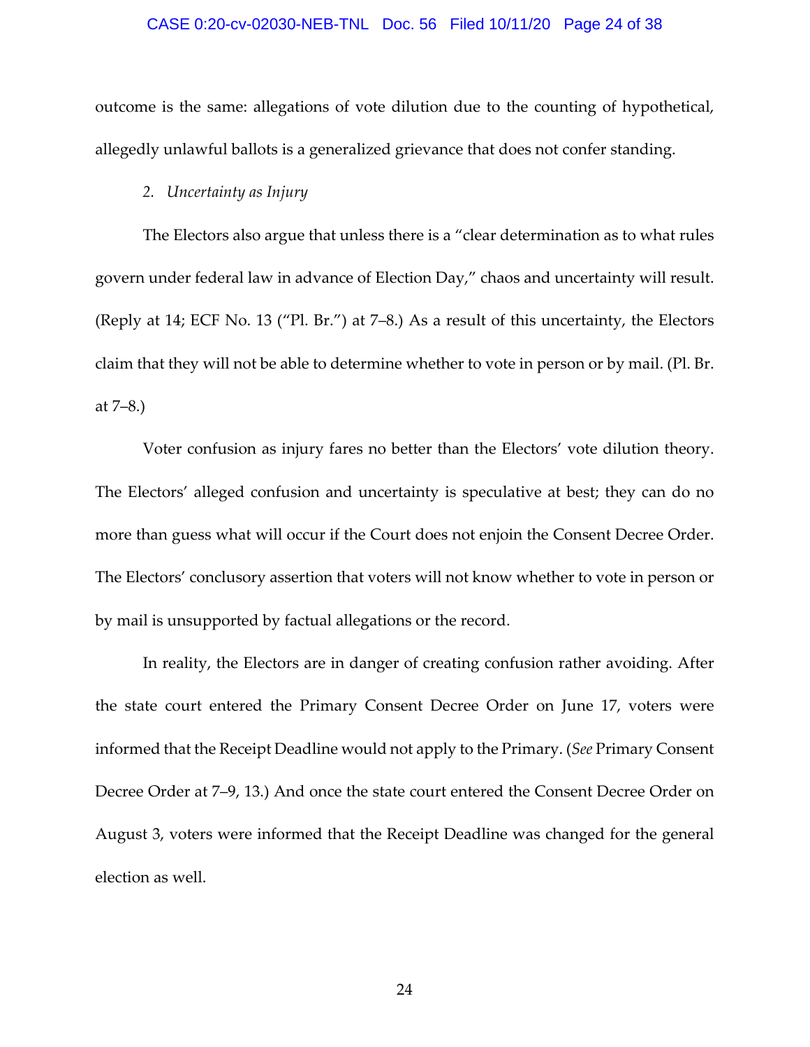outcome is the same: allegations of vote dilution due to the counting of hypothetical, allegedly unlawful ballots is a generalized grievance that does not confer standing.

2. *Uncertainty as Injury*

The Electors also argue that unless there is a "clear determination as to what rules govern under federal law in advance of Election Day," chaos and uncertainty will result. (Reply at 14; ECF No. 13 ("Pl. Br.") at 7–8.) As a result of this uncertainty, the Electors claim that they will not be able to determine whether to vote in person or by mail. (Pl. Br. at 7–8.)

Voter confusion as injury fares no better than the Electors' vote dilution theory. The Electors' alleged confusion and uncertainty is speculative at best; they can do no more than guess what will occur if the Court does not enjoin the Consent Decree Order. The Electors' conclusory assertion that voters will not know whether to vote in person or by mail is unsupported by factual allegations or the record.

In reality, the Electors are in danger of creating confusion rather avoiding. After the state court entered the Primary Consent Decree Order on June 17, voters were informed that the Receipt Deadline would not apply to the Primary. (*See* Primary Consent Decree Order at 7–9, 13.) And once the state court entered the Consent Decree Order on August 3, voters were informed that the Receipt Deadline was changed for the general election as well.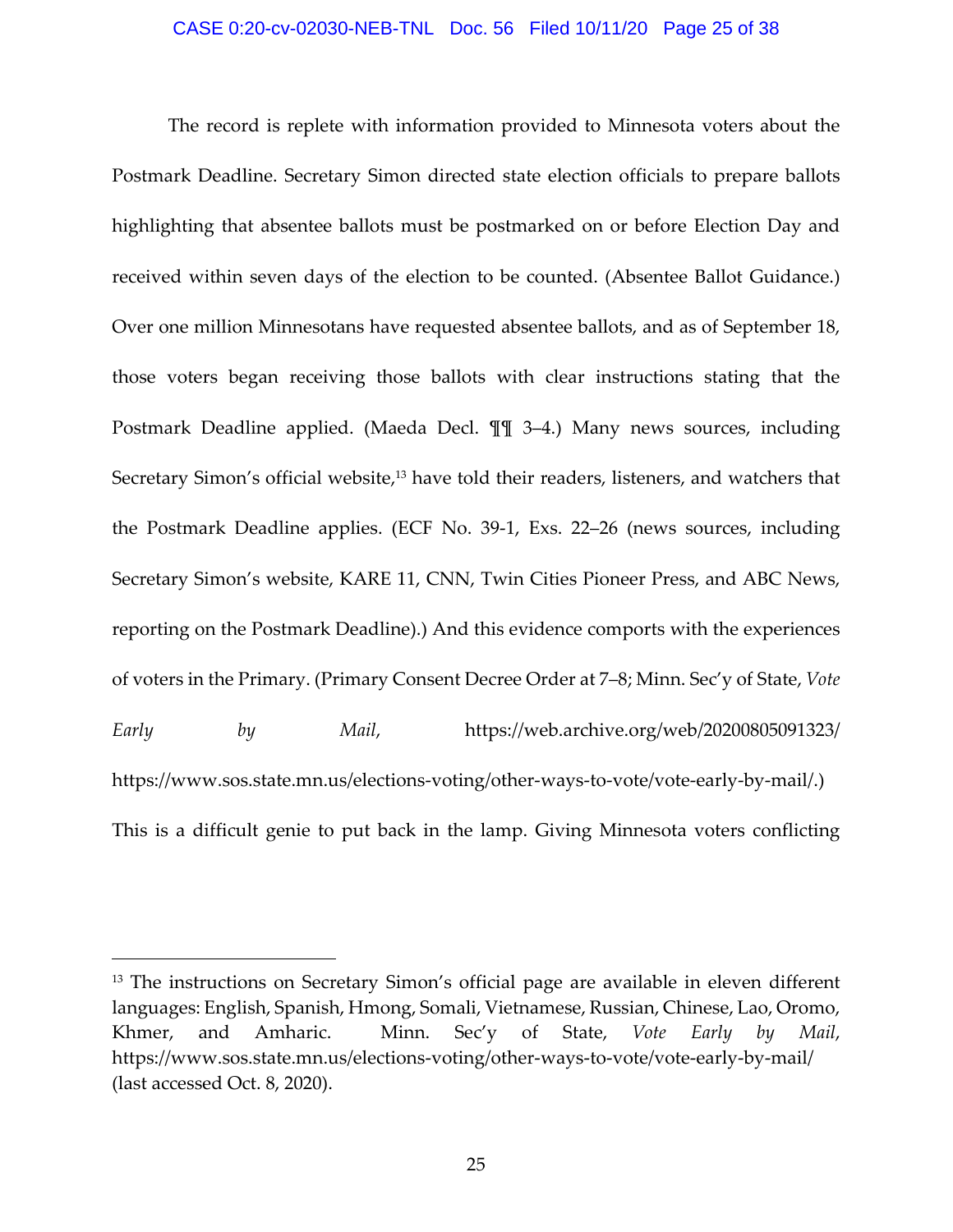The record is replete with information provided to Minnesota voters about the Postmark Deadline. Secretary Simon directed state election officials to prepare ballots highlighting that absentee ballots must be postmarked on or before Election Day and received within seven days of the election to be counted. (Absentee Ballot Guidance.) Over one million Minnesotans have requested absentee ballots, and as of September 18, those voters began receiving those ballots with clear instructions stating that the Postmark Deadline applied. (Maeda Decl. ¶¶ 3–4.) Many news sources, including Secretary Simon's official website,[13] have told their readers, listeners, and watchers that the Postmark Deadline applies. (ECF No. 39-1, Exs. 22–26 (news sources, including Secretary Simon's website, KARE 11, CNN, Twin Cities Pioneer Press, and ABC News, reporting on the Postmark Deadline).) And this evidence comports with the experiences of voters in the Primary. (Primary Consent Decree Order at 7–8; Minn. Sec'y of State, *Vote Early by Mail*, https://web.archive.org/web/20200805091323/https://www.sos.state.mn.us/elections-voting/other-ways-to-vote/vote-early-by-mail/.) This is a difficult genie to put back in the lamp. Giving Minnesota voters conflicting

---

[13] The instructions on Secretary Simon's official page are available in eleven different languages: English, Spanish, Hmong, Somali, Vietnamese, Russian, Chinese, Lao, Oromo, Khmer, and Amharic. Minn. Sec'y of State, *Vote Early by Mail*, https://www.sos.state.mn.us/elections-voting/other-ways-to-vote/vote-early-by-mail/ (last accessed Oct. 8, 2020).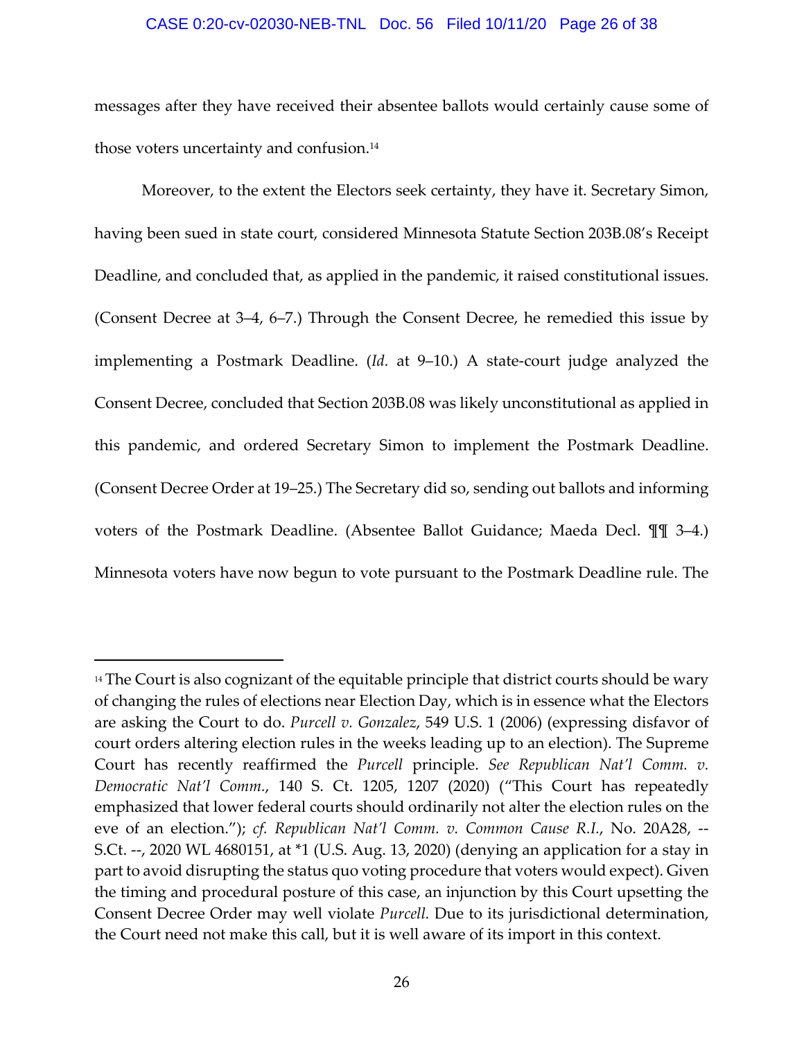messages after they have received their absentee ballots would certainly cause some of those voters uncertainty and confusion.[14]

Moreover, to the extent the Electors seek certainty, they have it. Secretary Simon, having been sued in state court, considered Minnesota Statute Section 203B.08's Receipt Deadline, and concluded that, as applied in the pandemic, it raised constitutional issues. (Consent Decree at 3–4, 6–7.) Through the Consent Decree, he remedied this issue by implementing a Postmark Deadline. (*Id.* at 9–10.) A state-court judge analyzed the Consent Decree, concluded that Section 203B.08 was likely unconstitutional as applied in this pandemic, and ordered Secretary Simon to implement the Postmark Deadline. (Consent Decree Order at 19–25.) The Secretary did so, sending out ballots and informing voters of the Postmark Deadline. (Absentee Ballot Guidance; Maeda Decl. ¶¶ 3–4.) Minnesota voters have now begun to vote pursuant to the Postmark Deadline rule. The

---

[14] The Court is also cognizant of the equitable principle that district courts should be wary of changing the rules of elections near Election Day, which is in essence what the Electors are asking the Court to do. *Purcell v. Gonzalez*, 549 U.S. 1 (2006) (expressing disfavor of court orders altering election rules in the weeks leading up to an election). The Supreme Court has recently reaffirmed the *Purcell* principle. *See Republican Nat'l Comm. v. Democratic Nat'l Comm.*, 140 S. Ct. 1205, 1207 (2020) ("This Court has repeatedly emphasized that lower federal courts should ordinarily not alter the election rules on the eve of an election."); *cf. Republican Nat'l Comm. v. Common Cause R.I.*, No. 20A28, --S.Ct. --, 2020 WL 4680151, at *1 (U.S. Aug. 13, 2020) (denying an application for a stay in part to avoid disrupting the status quo voting procedure that voters would expect). Given the timing and procedural posture of this case, an injunction by this Court upsetting the Consent Decree Order may well violate *Purcell.* Due to its jurisdictional determination, the Court need not make this call, but it is well aware of its import in this context.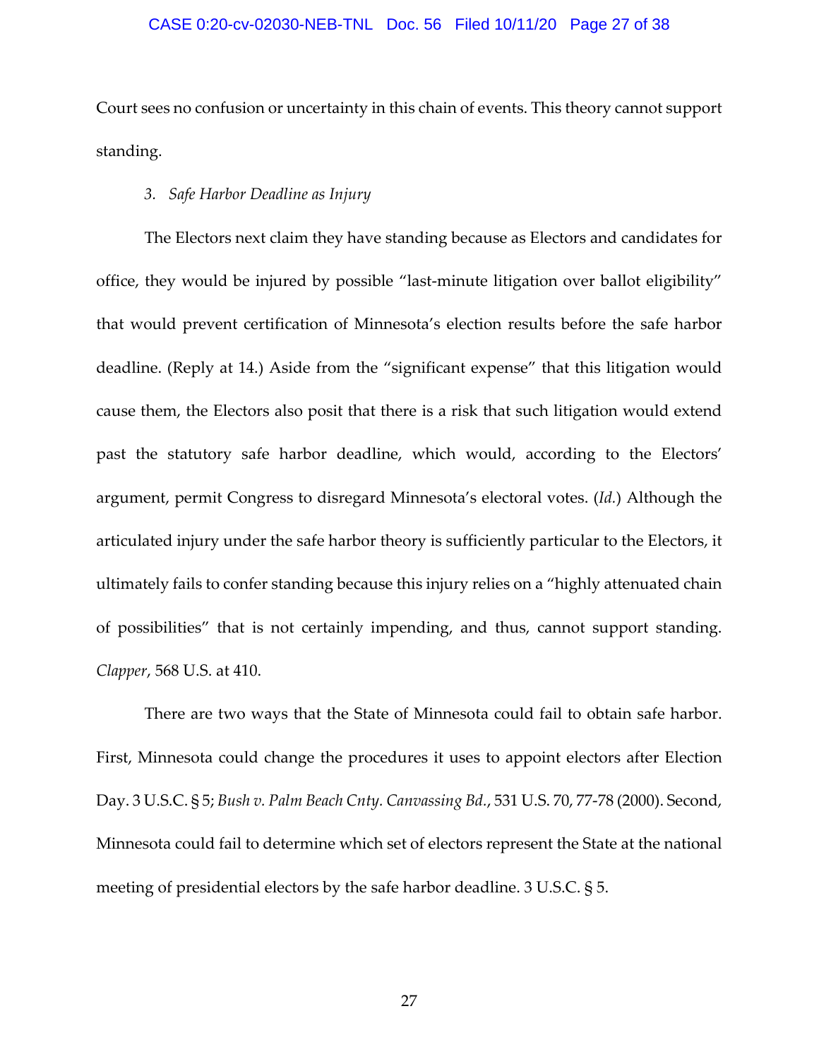Court sees no confusion or uncertainty in this chain of events. This theory cannot support standing.

### 3. *Safe Harbor Deadline as Injury*

The Electors next claim they have standing because as Electors and candidates for office, they would be injured by possible "last-minute litigation over ballot eligibility" that would prevent certification of Minnesota's election results before the safe harbor deadline. (Reply at 14.) Aside from the "significant expense" that this litigation would cause them, the Electors also posit that there is a risk that such litigation would extend past the statutory safe harbor deadline, which would, according to the Electors' argument, permit Congress to disregard Minnesota's electoral votes. (*Id.*) Although the articulated injury under the safe harbor theory is sufficiently particular to the Electors, it ultimately fails to confer standing because this injury relies on a "highly attenuated chain of possibilities" that is not certainly impending, and thus, cannot support standing. *Clapper*, 568 U.S. at 410.

There are two ways that the State of Minnesota could fail to obtain safe harbor. First, Minnesota could change the procedures it uses to appoint electors after Election Day. 3 U.S.C. § 5; *Bush v. Palm Beach Cnty. Canvassing Bd.*, 531 U.S. 70, 77-78 (2000). Second, Minnesota could fail to determine which set of electors represent the State at the national meeting of presidential electors by the safe harbor deadline. 3 U.S.C. § 5.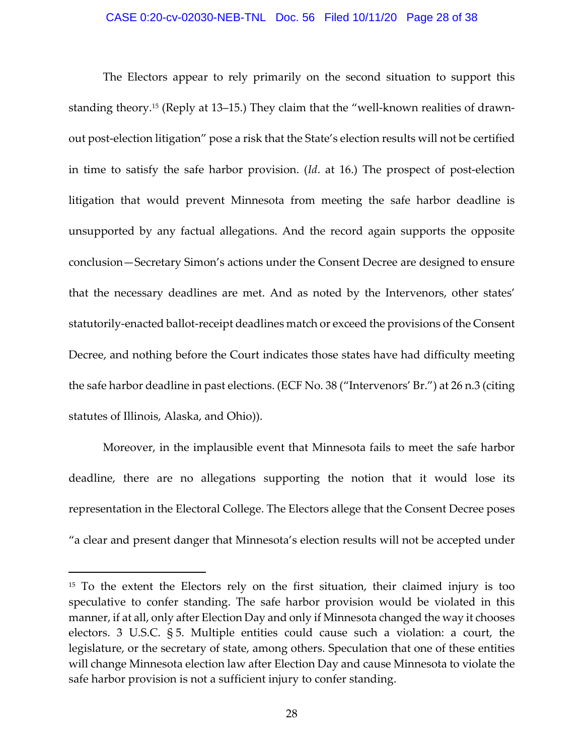The Electors appear to rely primarily on the second situation to support this standing theory.[15] (Reply at 13–15.) They claim that the "well-known realities of drawn-out post-election litigation" pose a risk that the State's election results will not be certified in time to satisfy the safe harbor provision. (*Id*. at 16.) The prospect of post-election litigation that would prevent Minnesota from meeting the safe harbor deadline is unsupported by any factual allegations. And the record again supports the opposite conclusion—Secretary Simon's actions under the Consent Decree are designed to ensure that the necessary deadlines are met. And as noted by the Intervenors, other states' statutorily-enacted ballot-receipt deadlines match or exceed the provisions of the Consent Decree, and nothing before the Court indicates those states have had difficulty meeting the safe harbor deadline in past elections. (ECF No. 38 ("Intervenors' Br.") at 26 n.3 (citing statutes of Illinois, Alaska, and Ohio)).

Moreover, in the implausible event that Minnesota fails to meet the safe harbor deadline, there are no allegations supporting the notion that it would lose its representation in the Electoral College. The Electors allege that the Consent Decree poses "a clear and present danger that Minnesota's election results will not be accepted under

---

[15] To the extent the Electors rely on the first situation, their claimed injury is too speculative to confer standing. The safe harbor provision would be violated in this manner, if at all, only after Election Day and only if Minnesota changed the way it chooses electors. 3 U.S.C. § 5. Multiple entities could cause such a violation: a court, the legislature, or the secretary of state, among others. Speculation that one of these entities will change Minnesota election law after Election Day and cause Minnesota to violate the safe harbor provision is not a sufficient injury to confer standing.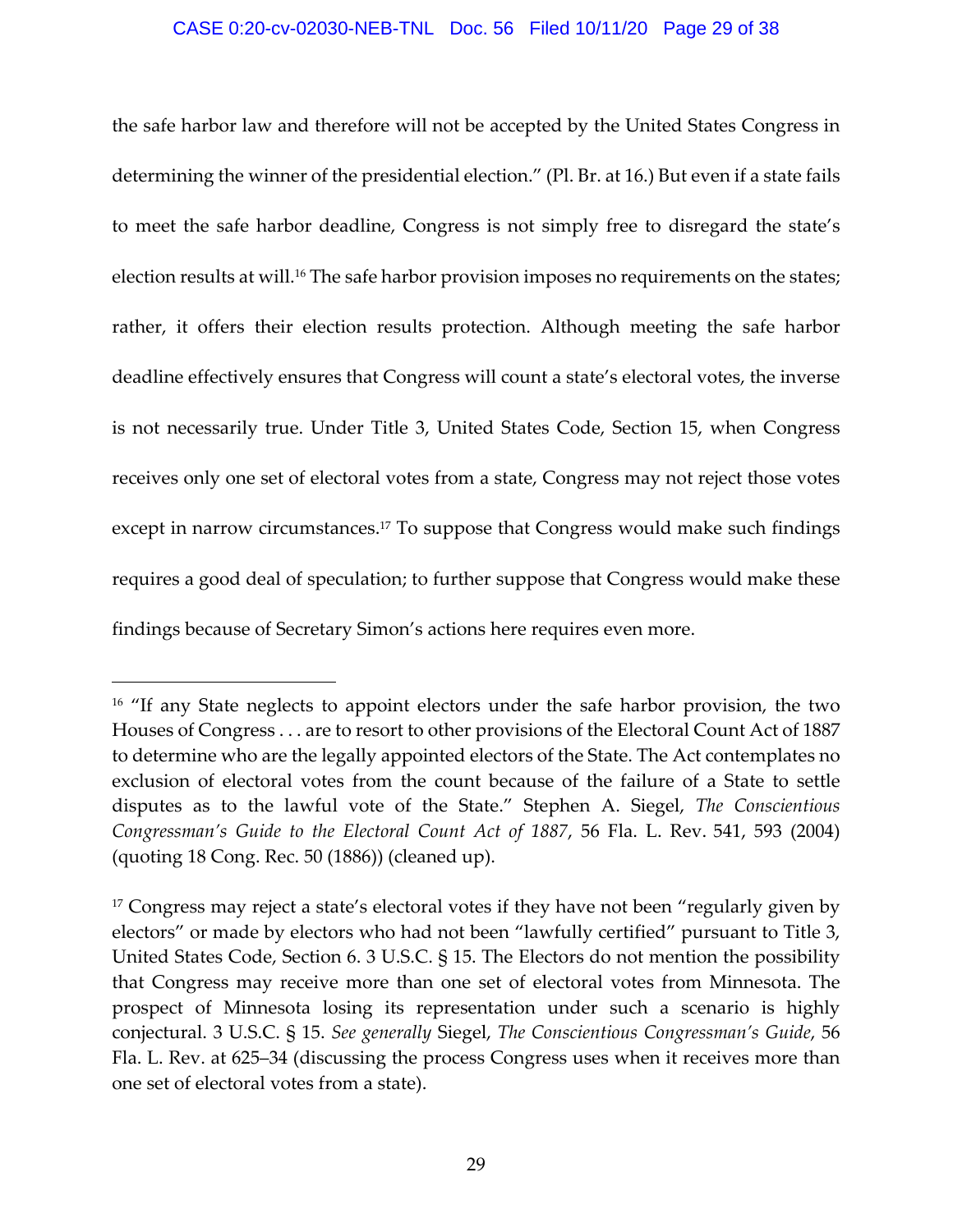the safe harbor law and therefore will not be accepted by the United States Congress in determining the winner of the presidential election." (Pl. Br. at 16.) But even if a state fails to meet the safe harbor deadline, Congress is not simply free to disregard the state's election results at will.[16] The safe harbor provision imposes no requirements on the states; rather, it offers their election results protection. Although meeting the safe harbor deadline effectively ensures that Congress will count a state's electoral votes, the inverse is not necessarily true. Under Title 3, United States Code, Section 15, when Congress receives only one set of electoral votes from a state, Congress may not reject those votes except in narrow circumstances.[17] To suppose that Congress would make such findings requires a good deal of speculation; to further suppose that Congress would make these findings because of Secretary Simon's actions here requires even more.

---

[16] "If any State neglects to appoint electors under the safe harbor provision, the two Houses of Congress . . . are to resort to other provisions of the Electoral Count Act of 1887 to determine who are the legally appointed electors of the State. The Act contemplates no exclusion of electoral votes from the count because of the failure of a State to settle disputes as to the lawful vote of the State." Stephen A. Siegel, *The Conscientious Congressman's Guide to the Electoral Count Act of 1887*, 56 Fla. L. Rev. 541, 593 (2004) (quoting 18 Cong. Rec. 50 (1886)) (cleaned up).

[17] Congress may reject a state's electoral votes if they have not been "regularly given by electors" or made by electors who had not been "lawfully certified" pursuant to Title 3, United States Code, Section 6. 3 U.S.C. § 15. The Electors do not mention the possibility that Congress may receive more than one set of electoral votes from Minnesota. The prospect of Minnesota losing its representation under such a scenario is highly conjectural. 3 U.S.C. § 15. *See generally* Siegel, *The Conscientious Congressman's Guide*, 56 Fla. L. Rev. at 625–34 (discussing the process Congress uses when it receives more than one set of electoral votes from a state).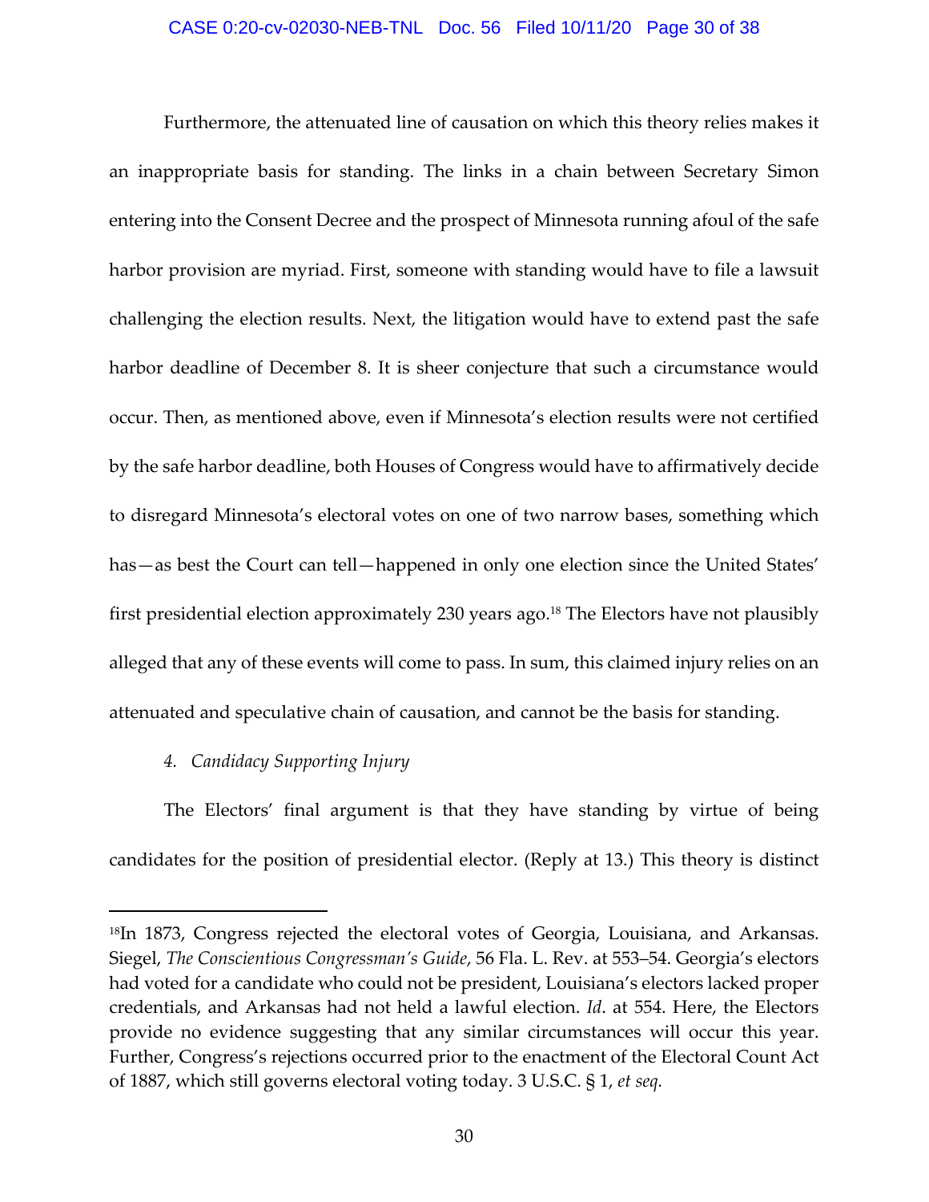Furthermore, the attenuated line of causation on which this theory relies makes it an inappropriate basis for standing. The links in a chain between Secretary Simon entering into the Consent Decree and the prospect of Minnesota running afoul of the safe harbor provision are myriad. First, someone with standing would have to file a lawsuit challenging the election results. Next, the litigation would have to extend past the safe harbor deadline of December 8. It is sheer conjecture that such a circumstance would occur. Then, as mentioned above, even if Minnesota's election results were not certified by the safe harbor deadline, both Houses of Congress would have to affirmatively decide to disregard Minnesota's electoral votes on one of two narrow bases, something which has—as best the Court can tell—happened in only one election since the United States' first presidential election approximately 230 years ago.[18] The Electors have not plausibly alleged that any of these events will come to pass. In sum, this claimed injury relies on an attenuated and speculative chain of causation, and cannot be the basis for standing.

*4. Candidacy Supporting Injury*

The Electors' final argument is that they have standing by virtue of being candidates for the position of presidential elector. (Reply at 13.) This theory is distinct

---

[18]In 1873, Congress rejected the electoral votes of Georgia, Louisiana, and Arkansas. Siegel, *The Conscientious Congressman's Guide*, 56 Fla. L. Rev. at 553–54. Georgia's electors had voted for a candidate who could not be president, Louisiana's electors lacked proper credentials, and Arkansas had not held a lawful election. *Id*. at 554. Here, the Electors provide no evidence suggesting that any similar circumstances will occur this year. Further, Congress's rejections occurred prior to the enactment of the Electoral Count Act of 1887, which still governs electoral voting today. 3 U.S.C. § 1, *et seq.*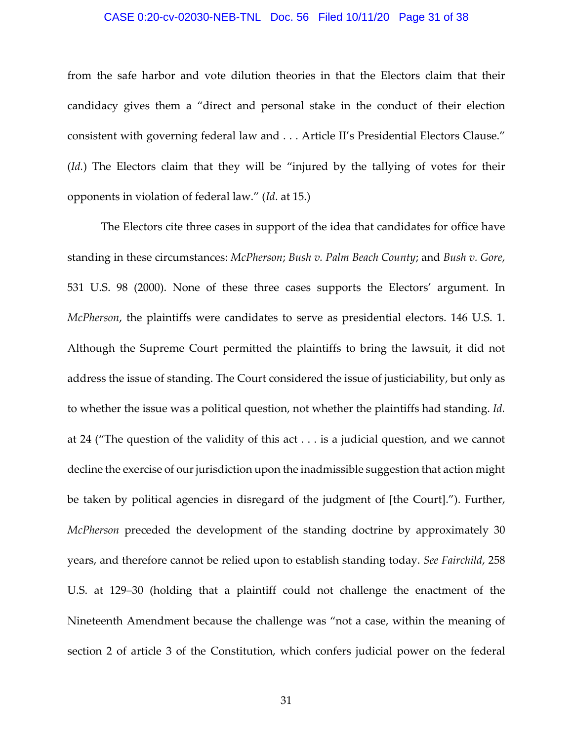from the safe harbor and vote dilution theories in that the Electors claim that their candidacy gives them a "direct and personal stake in the conduct of their election consistent with governing federal law and . . . Article II's Presidential Electors Clause." (*Id.*) The Electors claim that they will be "injured by the tallying of votes for their opponents in violation of federal law." (*Id*. at 15.)

The Electors cite three cases in support of the idea that candidates for office have standing in these circumstances: *McPherson*; *Bush v. Palm Beach County*; and *Bush v. Gore*, 531 U.S. 98 (2000). None of these three cases supports the Electors' argument. In *McPherson*, the plaintiffs were candidates to serve as presidential electors. 146 U.S. 1. Although the Supreme Court permitted the plaintiffs to bring the lawsuit, it did not address the issue of standing. The Court considered the issue of justiciability, but only as to whether the issue was a political question, not whether the plaintiffs had standing. *Id.* at 24 ("The question of the validity of this act . . . is a judicial question, and we cannot decline the exercise of our jurisdiction upon the inadmissible suggestion that action might be taken by political agencies in disregard of the judgment of [the Court]."). Further, *McPherson* preceded the development of the standing doctrine by approximately 30 years, and therefore cannot be relied upon to establish standing today. *See Fairchild*, 258 U.S. at 129–30 (holding that a plaintiff could not challenge the enactment of the Nineteenth Amendment because the challenge was "not a case, within the meaning of section 2 of article 3 of the Constitution, which confers judicial power on the federal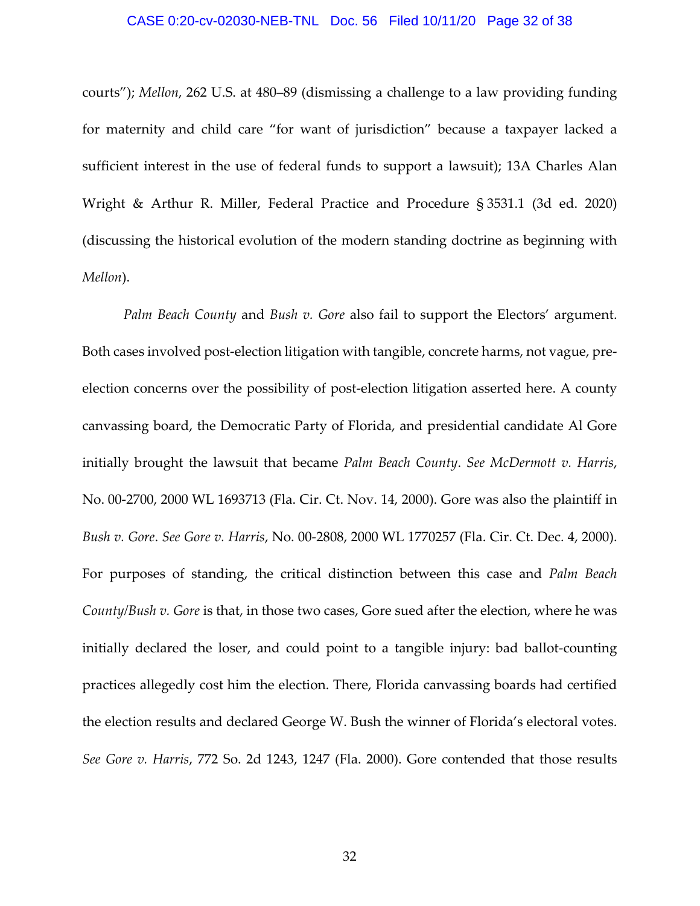courts"); *Mellon*, 262 U.S. at 480–89 (dismissing a challenge to a law providing funding for maternity and child care "for want of jurisdiction" because a taxpayer lacked a sufficient interest in the use of federal funds to support a lawsuit); 13A Charles Alan Wright & Arthur R. Miller, Federal Practice and Procedure § 3531.1 (3d ed. 2020) (discussing the historical evolution of the modern standing doctrine as beginning with *Mellon*).

*Palm Beach County* and *Bush v. Gore* also fail to support the Electors' argument. Both cases involved post-election litigation with tangible, concrete harms, not vague, pre-election concerns over the possibility of post-election litigation asserted here. A county canvassing board, the Democratic Party of Florida, and presidential candidate Al Gore initially brought the lawsuit that became *Palm Beach County*. *See McDermott v. Harris*, No. 00-2700, 2000 WL 1693713 (Fla. Cir. Ct. Nov. 14, 2000). Gore was also the plaintiff in *Bush v. Gore*. *See Gore v. Harris*, No. 00-2808, 2000 WL 1770257 (Fla. Cir. Ct. Dec. 4, 2000). For purposes of standing, the critical distinction between this case and *Palm Beach County*/*Bush v. Gore* is that, in those two cases, Gore sued after the election, where he was initially declared the loser, and could point to a tangible injury: bad ballot-counting practices allegedly cost him the election. There, Florida canvassing boards had certified the election results and declared George W. Bush the winner of Florida's electoral votes. *See Gore v. Harris*, 772 So. 2d 1243, 1247 (Fla. 2000). Gore contended that those results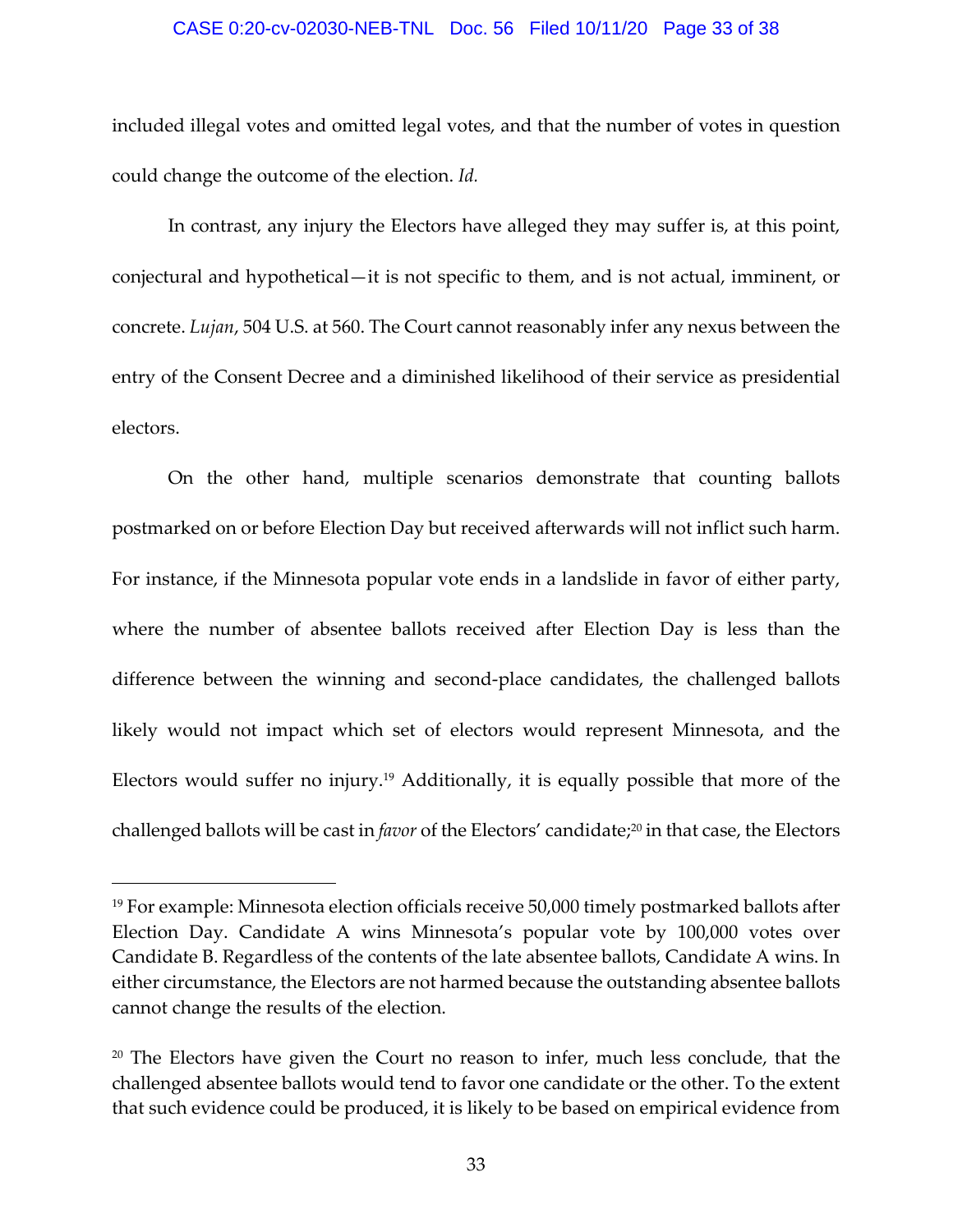included illegal votes and omitted legal votes, and that the number of votes in question could change the outcome of the election. *Id.*

In contrast, any injury the Electors have alleged they may suffer is, at this point, conjectural and hypothetical—it is not specific to them, and is not actual, imminent, or concrete. *Lujan*, 504 U.S. at 560. The Court cannot reasonably infer any nexus between the entry of the Consent Decree and a diminished likelihood of their service as presidential electors.

On the other hand, multiple scenarios demonstrate that counting ballots postmarked on or before Election Day but received afterwards will not inflict such harm. For instance, if the Minnesota popular vote ends in a landslide in favor of either party, where the number of absentee ballots received after Election Day is less than the difference between the winning and second-place candidates, the challenged ballots likely would not impact which set of electors would represent Minnesota, and the Electors would suffer no injury.[19] Additionally, it is equally possible that more of the challenged ballots will be cast in *favor* of the Electors' candidate;[20] in that case, the Electors

---

[19] For example: Minnesota election officials receive 50,000 timely postmarked ballots after Election Day. Candidate A wins Minnesota's popular vote by 100,000 votes over Candidate B. Regardless of the contents of the late absentee ballots, Candidate A wins. In either circumstance, the Electors are not harmed because the outstanding absentee ballots cannot change the results of the election.

[20] The Electors have given the Court no reason to infer, much less conclude, that the challenged absentee ballots would tend to favor one candidate or the other. To the extent that such evidence could be produced, it is likely to be based on empirical evidence from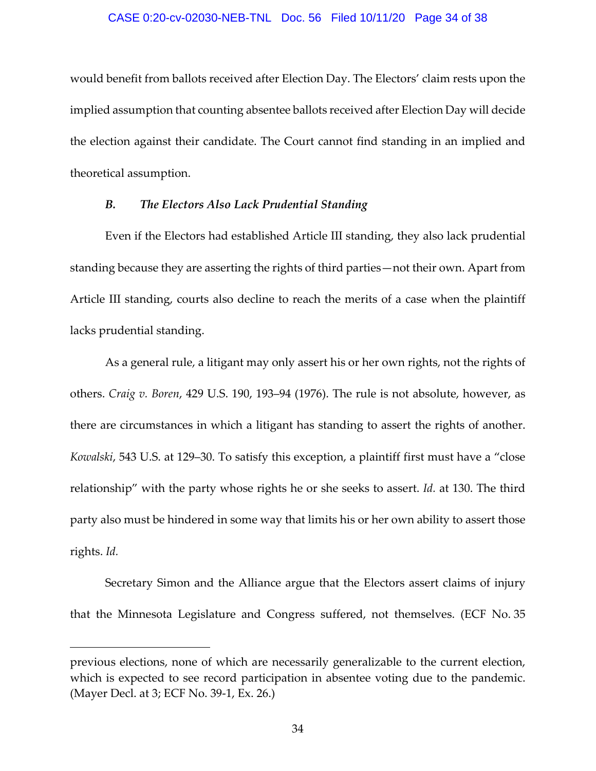would benefit from ballots received after Election Day. The Electors' claim rests upon the implied assumption that counting absentee ballots received after Election Day will decide the election against their candidate. The Court cannot find standing in an implied and theoretical assumption.

### *B. The Electors Also Lack Prudential Standing*

Even if the Electors had established Article III standing, they also lack prudential standing because they are asserting the rights of third parties—not their own. Apart from Article III standing, courts also decline to reach the merits of a case when the plaintiff lacks prudential standing.

As a general rule, a litigant may only assert his or her own rights, not the rights of others. *Craig v. Boren*, 429 U.S. 190, 193–94 (1976). The rule is not absolute, however, as there are circumstances in which a litigant has standing to assert the rights of another. *Kowalski*, 543 U.S. at 129–30. To satisfy this exception, a plaintiff first must have a "close relationship" with the party whose rights he or she seeks to assert. *Id.* at 130. The third party also must be hindered in some way that limits his or her own ability to assert those rights. *Id.*

Secretary Simon and the Alliance argue that the Electors assert claims of injury that the Minnesota Legislature and Congress suffered, not themselves. (ECF No. 35

---

previous elections, none of which are necessarily generalizable to the current election, which is expected to see record participation in absentee voting due to the pandemic. (Mayer Decl. at 3; ECF No. 39-1, Ex. 26.)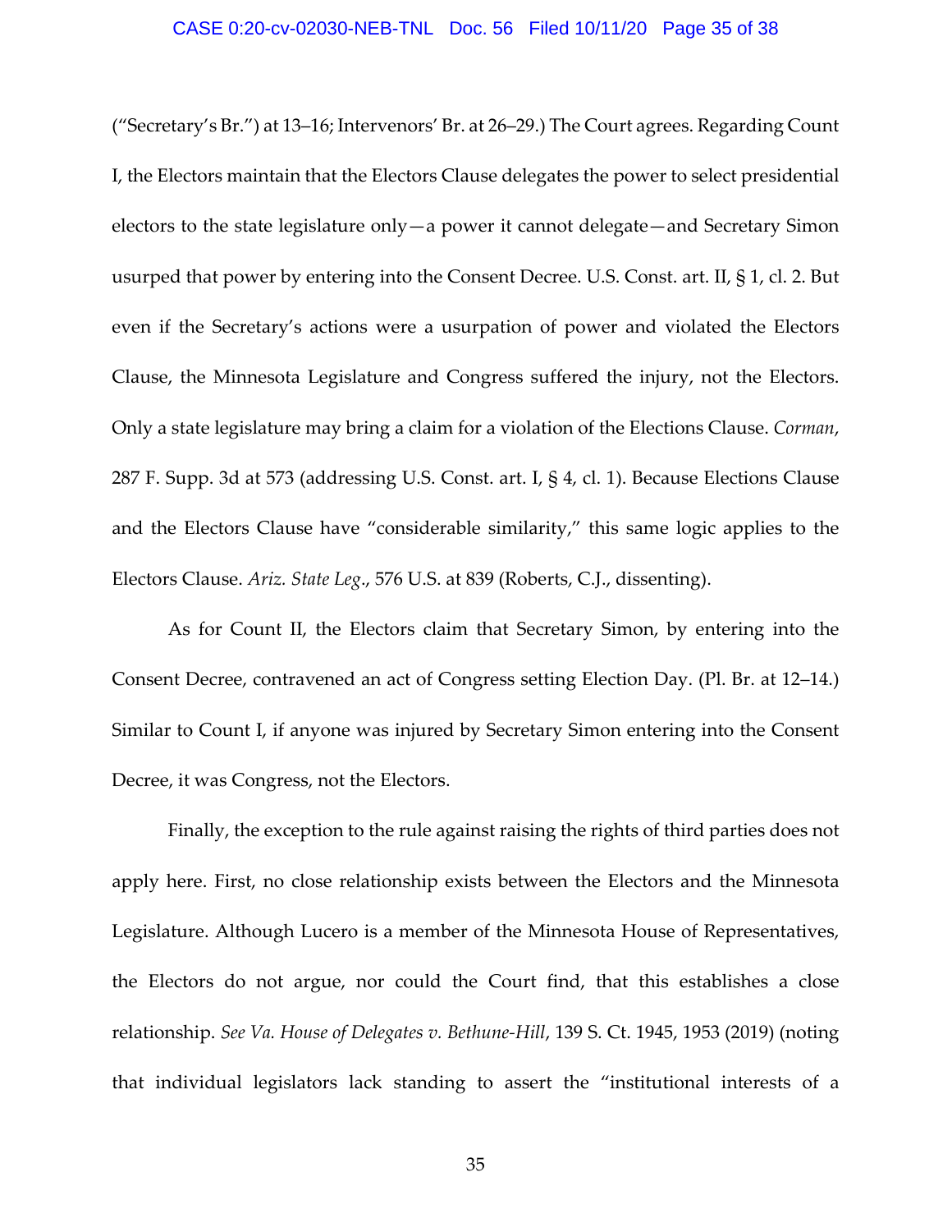("Secretary's Br.") at 13–16; Intervenors' Br. at 26–29.) The Court agrees. Regarding Count I, the Electors maintain that the Electors Clause delegates the power to select presidential electors to the state legislature only—a power it cannot delegate—and Secretary Simon usurped that power by entering into the Consent Decree. U.S. Const. art. II, § 1, cl. 2. But even if the Secretary's actions were a usurpation of power and violated the Electors Clause, the Minnesota Legislature and Congress suffered the injury, not the Electors. Only a state legislature may bring a claim for a violation of the Elections Clause. *Corman*, 287 F. Supp. 3d at 573 (addressing U.S. Const. art. I, § 4, cl. 1). Because Elections Clause and the Electors Clause have "considerable similarity," this same logic applies to the Electors Clause. *Ariz. State Leg.*, 576 U.S. at 839 (Roberts, C.J., dissenting).

As for Count II, the Electors claim that Secretary Simon, by entering into the Consent Decree, contravened an act of Congress setting Election Day. (Pl. Br. at 12–14.) Similar to Count I, if anyone was injured by Secretary Simon entering into the Consent Decree, it was Congress, not the Electors.

Finally, the exception to the rule against raising the rights of third parties does not apply here. First, no close relationship exists between the Electors and the Minnesota Legislature. Although Lucero is a member of the Minnesota House of Representatives, the Electors do not argue, nor could the Court find, that this establishes a close relationship. *See Va. House of Delegates v. Bethune-Hill*, 139 S. Ct. 1945, 1953 (2019) (noting that individual legislators lack standing to assert the "institutional interests of a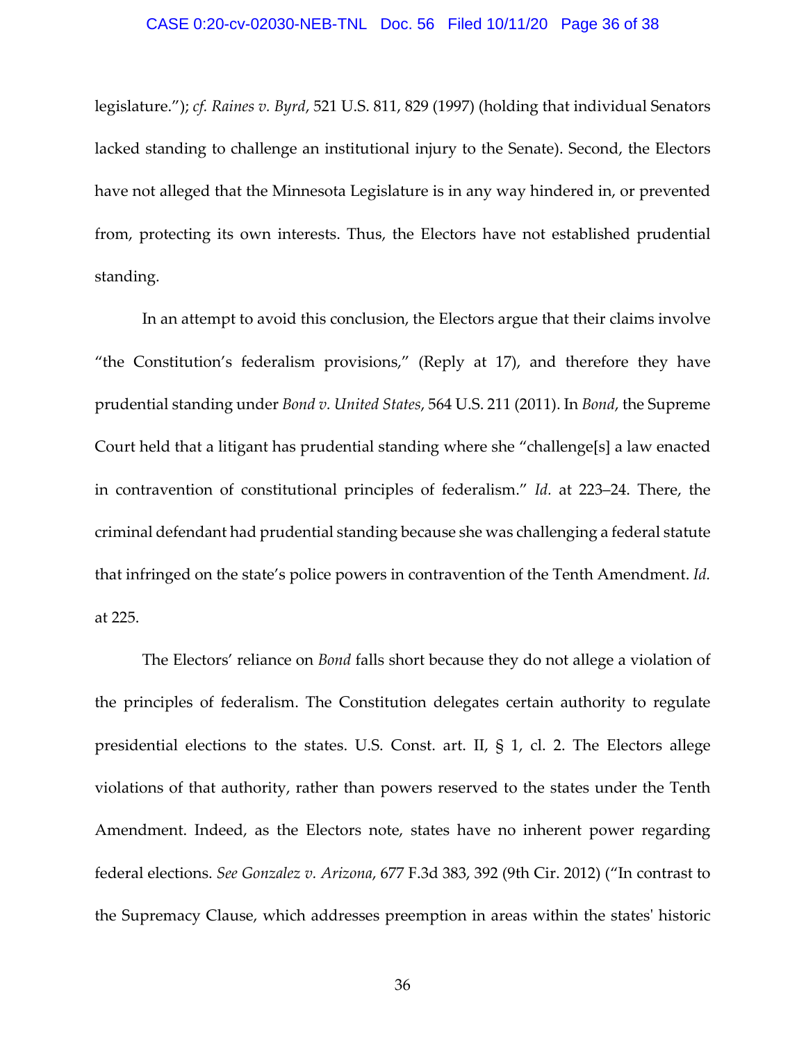legislature."); *cf. Raines v. Byrd*, 521 U.S. 811, 829 (1997) (holding that individual Senators lacked standing to challenge an institutional injury to the Senate). Second, the Electors have not alleged that the Minnesota Legislature is in any way hindered in, or prevented from, protecting its own interests. Thus, the Electors have not established prudential standing.

In an attempt to avoid this conclusion, the Electors argue that their claims involve "the Constitution's federalism provisions," (Reply at 17), and therefore they have prudential standing under *Bond v. United States*, 564 U.S. 211 (2011). In *Bond*, the Supreme Court held that a litigant has prudential standing where she "challenge[s] a law enacted in contravention of constitutional principles of federalism." *Id.* at 223–24. There, the criminal defendant had prudential standing because she was challenging a federal statute that infringed on the state's police powers in contravention of the Tenth Amendment. *Id.* at 225.

The Electors' reliance on *Bond* falls short because they do not allege a violation of the principles of federalism. The Constitution delegates certain authority to regulate presidential elections to the states. U.S. Const. art. II, § 1, cl. 2. The Electors allege violations of that authority, rather than powers reserved to the states under the Tenth Amendment. Indeed, as the Electors note, states have no inherent power regarding federal elections. *See Gonzalez v. Arizona*, 677 F.3d 383, 392 (9th Cir. 2012) ("In contrast to the Supremacy Clause, which addresses preemption in areas within the states' historic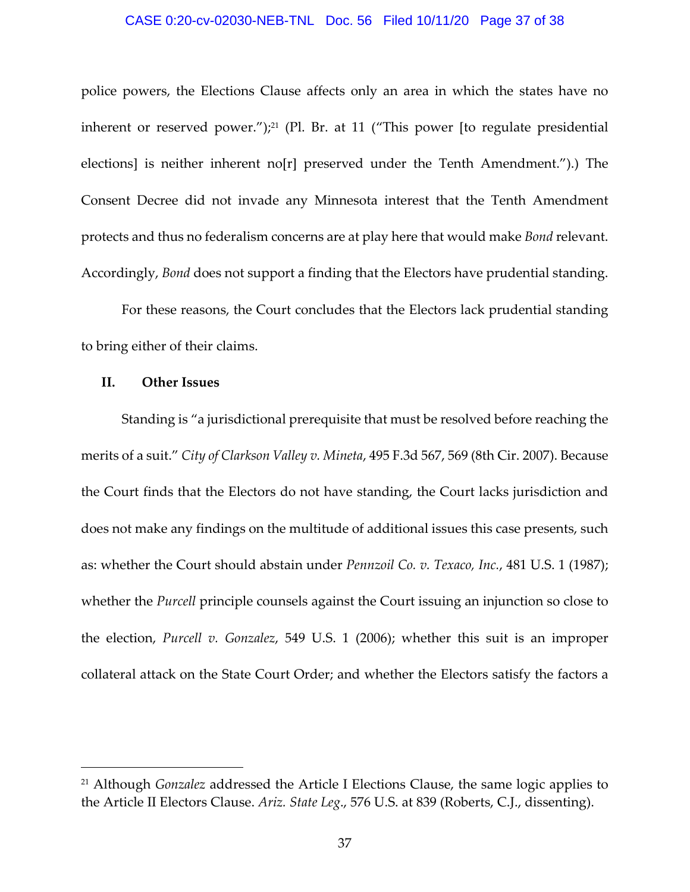police powers, the Elections Clause affects only an area in which the states have no inherent or reserved power.");[21] (Pl. Br. at 11 ("This power [to regulate presidential elections] is neither inherent no[r] preserved under the Tenth Amendment.").) The Consent Decree did not invade any Minnesota interest that the Tenth Amendment protects and thus no federalism concerns are at play here that would make *Bond* relevant. Accordingly, *Bond* does not support a finding that the Electors have prudential standing.

For these reasons, the Court concludes that the Electors lack prudential standing to bring either of their claims.

## II. Other Issues

Standing is "a jurisdictional prerequisite that must be resolved before reaching the merits of a suit." *City of Clarkson Valley v. Mineta*, 495 F.3d 567, 569 (8th Cir. 2007). Because the Court finds that the Electors do not have standing, the Court lacks jurisdiction and does not make any findings on the multitude of additional issues this case presents, such as: whether the Court should abstain under *Pennzoil Co. v. Texaco, Inc.*, 481 U.S. 1 (1987); whether the *Purcell* principle counsels against the Court issuing an injunction so close to the election, *Purcell v. Gonzalez*, 549 U.S. 1 (2006); whether this suit is an improper collateral attack on the State Court Order; and whether the Electors satisfy the factors a

---

[21] Although *Gonzalez* addressed the Article I Elections Clause, the same logic applies to the Article II Electors Clause. *Ariz. State Leg.*, 576 U.S. at 839 (Roberts, C.J., dissenting).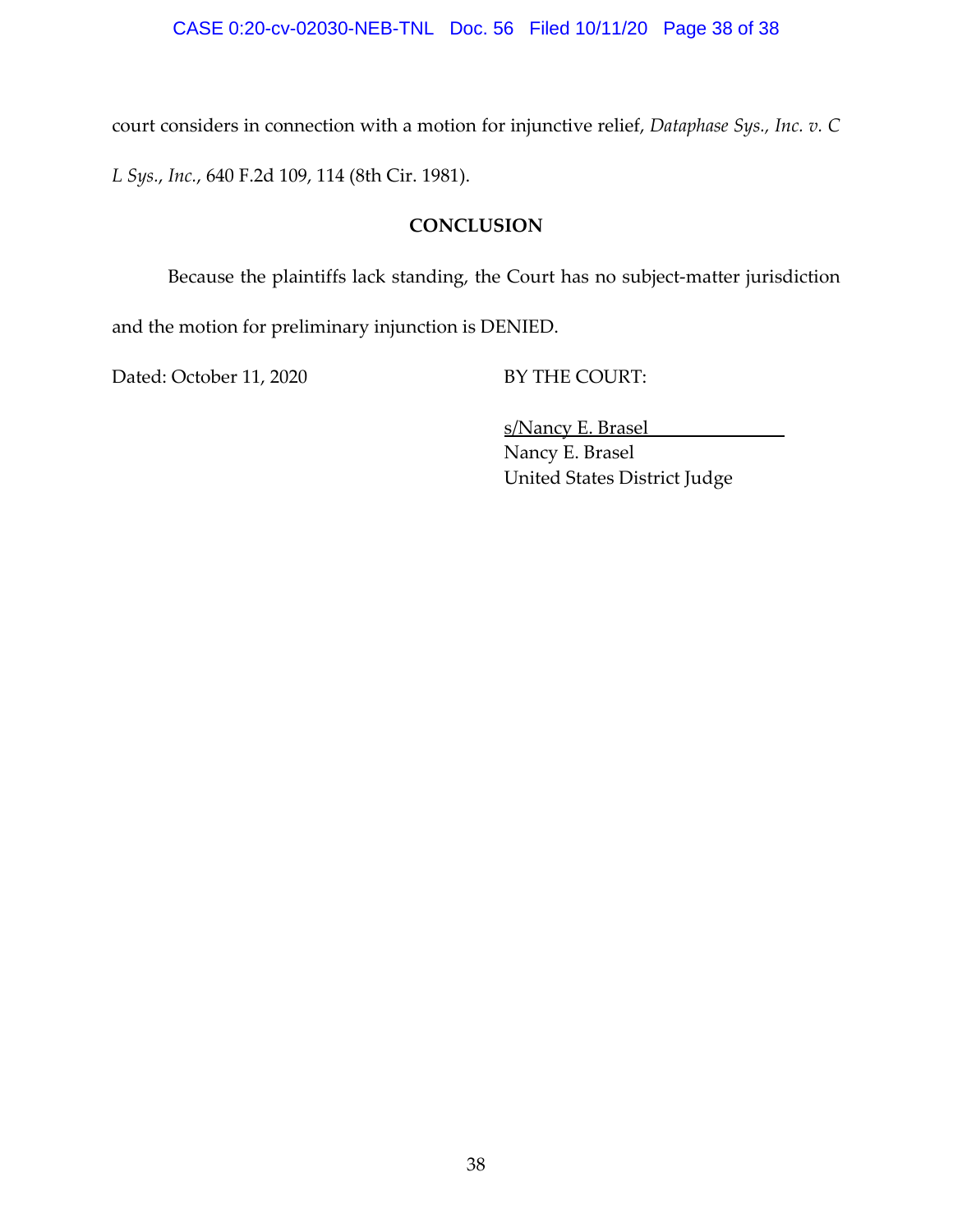court considers in connection with a motion for injunctive relief, *Dataphase Sys., Inc. v. C L Sys., Inc.*, 640 F.2d 109, 114 (8th Cir. 1981).

## CONCLUSION

Because the plaintiffs lack standing, the Court has no subject-matter jurisdiction and the motion for preliminary injunction is DENIED.

Dated: October 11, 2020

BY THE COURT:

s/Nancy E. Brasel
Nancy E. Brasel
United States District Judge